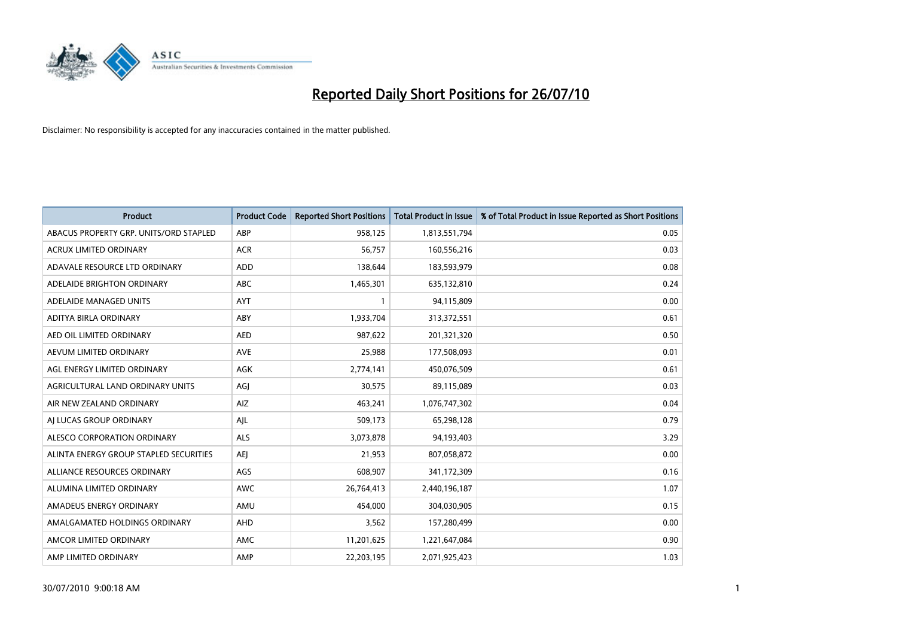# Reported Daily Short Positions for 26/07/10

Disclaimer: No responsibility is accepted for any inaccuracies contained in the matter published.

| Product | Product Code | Reported Short Positions | Total Product in Issue | % of Total Product in Issue Reported as Short Positions |
|---|---|---|---|---|
| ABACUS PROPERTY GRP. UNITS/ORD STAPLED | ABP | 958,125 | 1,813,551,794 | 0.05 |
| ACRUX LIMITED ORDINARY | ACR | 56,757 | 160,556,216 | 0.03 |
| ADAVALE RESOURCE LTD ORDINARY | ADD | 138,644 | 183,593,979 | 0.08 |
| ADELAIDE BRIGHTON ORDINARY | ABC | 1,465,301 | 635,132,810 | 0.24 |
| ADELAIDE MANAGED UNITS | AYT | 1 | 94,115,809 | 0.00 |
| ADITYA BIRLA ORDINARY | ABY | 1,933,704 | 313,372,551 | 0.61 |
| AED OIL LIMITED ORDINARY | AED | 987,622 | 201,321,320 | 0.50 |
| AEVUM LIMITED ORDINARY | AVE | 25,988 | 177,508,093 | 0.01 |
| AGL ENERGY LIMITED ORDINARY | AGK | 2,774,141 | 450,076,509 | 0.61 |
| AGRICULTURAL LAND ORDINARY UNITS | AGJ | 30,575 | 89,115,089 | 0.03 |
| AIR NEW ZEALAND ORDINARY | AIZ | 463,241 | 1,076,747,302 | 0.04 |
| AJ LUCAS GROUP ORDINARY | AJL | 509,173 | 65,298,128 | 0.79 |
| ALESCO CORPORATION ORDINARY | ALS | 3,073,878 | 94,193,403 | 3.29 |
| ALINTA ENERGY GROUP STAPLED SECURITIES | AEJ | 21,953 | 807,058,872 | 0.00 |
| ALLIANCE RESOURCES ORDINARY | AGS | 608,907 | 341,172,309 | 0.16 |
| ALUMINA LIMITED ORDINARY | AWC | 26,764,413 | 2,440,196,187 | 1.07 |
| AMADEUS ENERGY ORDINARY | AMU | 454,000 | 304,030,905 | 0.15 |
| AMALGAMATED HOLDINGS ORDINARY | AHD | 3,562 | 157,280,499 | 0.00 |
| AMCOR LIMITED ORDINARY | AMC | 11,201,625 | 1,221,647,084 | 0.90 |
| AMP LIMITED ORDINARY | AMP | 22,203,195 | 2,071,925,423 | 1.03 |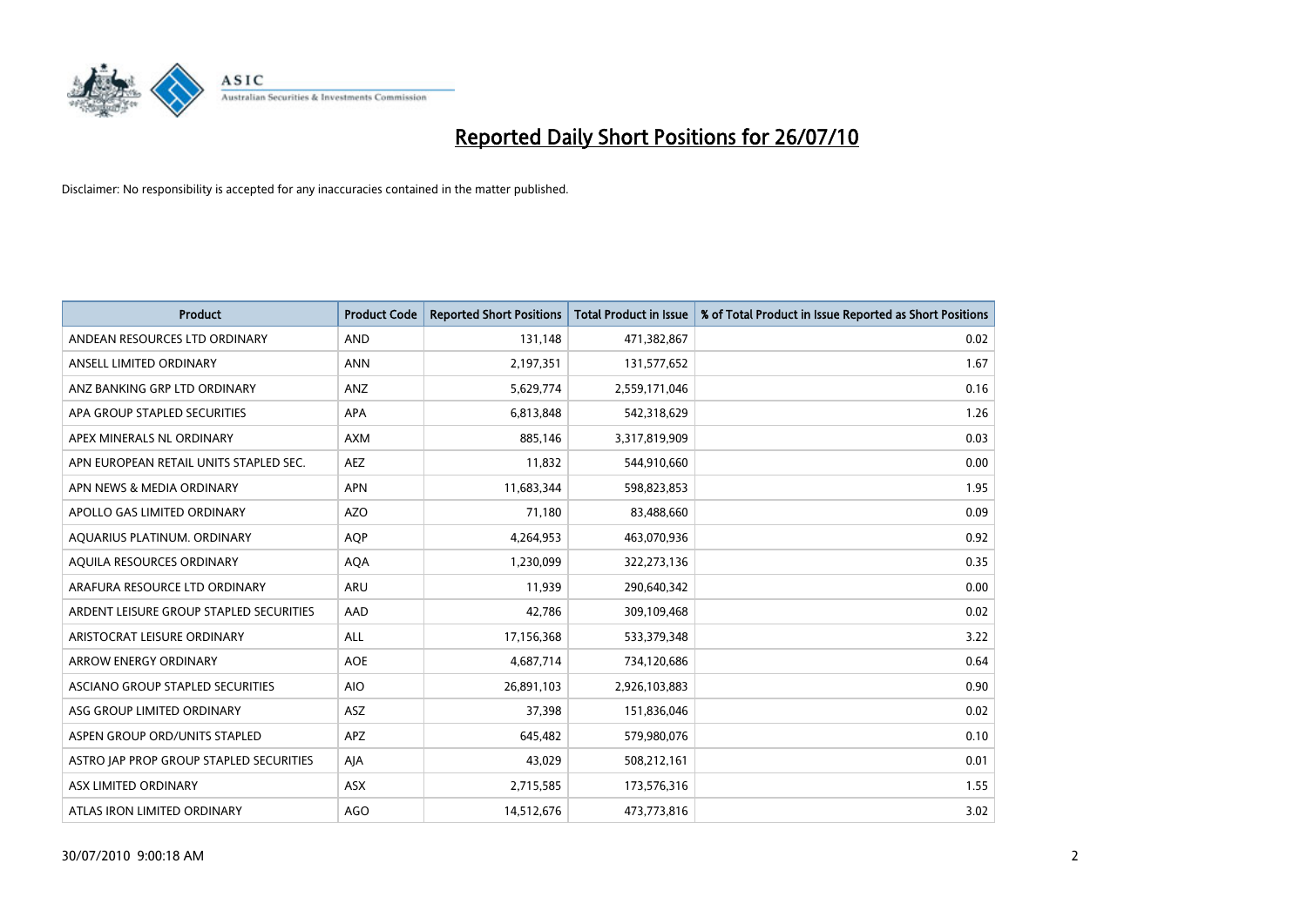# Reported Daily Short Positions for 26/07/10

Disclaimer: No responsibility is accepted for any inaccuracies contained in the matter published.

| Product | Product Code | Reported Short Positions | Total Product in Issue | % of Total Product in Issue Reported as Short Positions |
| --- | --- | --- | --- | --- |
| ANDEAN RESOURCES LTD ORDINARY | AND | 131,148 | 471,382,867 | 0.02 |
| ANSELL LIMITED ORDINARY | ANN | 2,197,351 | 131,577,652 | 1.67 |
| ANZ BANKING GRP LTD ORDINARY | ANZ | 5,629,774 | 2,559,171,046 | 0.16 |
| APA GROUP STAPLED SECURITIES | APA | 6,813,848 | 542,318,629 | 1.26 |
| APEX MINERALS NL ORDINARY | AXM | 885,146 | 3,317,819,909 | 0.03 |
| APN EUROPEAN RETAIL UNITS STAPLED SEC. | AEZ | 11,832 | 544,910,660 | 0.00 |
| APN NEWS & MEDIA ORDINARY | APN | 11,683,344 | 598,823,853 | 1.95 |
| APOLLO GAS LIMITED ORDINARY | AZO | 71,180 | 83,488,660 | 0.09 |
| AQUARIUS PLATINUM. ORDINARY | AQP | 4,264,953 | 463,070,936 | 0.92 |
| AQUILA RESOURCES ORDINARY | AQA | 1,230,099 | 322,273,136 | 0.35 |
| ARAFURA RESOURCE LTD ORDINARY | ARU | 11,939 | 290,640,342 | 0.00 |
| ARDENT LEISURE GROUP STAPLED SECURITIES | AAD | 42,786 | 309,109,468 | 0.02 |
| ARISTOCRAT LEISURE ORDINARY | ALL | 17,156,368 | 533,379,348 | 3.22 |
| ARROW ENERGY ORDINARY | AOE | 4,687,714 | 734,120,686 | 0.64 |
| ASCIANO GROUP STAPLED SECURITIES | AIO | 26,891,103 | 2,926,103,883 | 0.90 |
| ASG GROUP LIMITED ORDINARY | ASZ | 37,398 | 151,836,046 | 0.02 |
| ASPEN GROUP ORD/UNITS STAPLED | APZ | 645,482 | 579,980,076 | 0.10 |
| ASTRO JAP PROP GROUP STAPLED SECURITIES | AJA | 43,029 | 508,212,161 | 0.01 |
| ASX LIMITED ORDINARY | ASX | 2,715,585 | 173,576,316 | 1.55 |
| ATLAS IRON LIMITED ORDINARY | AGO | 14,512,676 | 473,773,816 | 3.02 |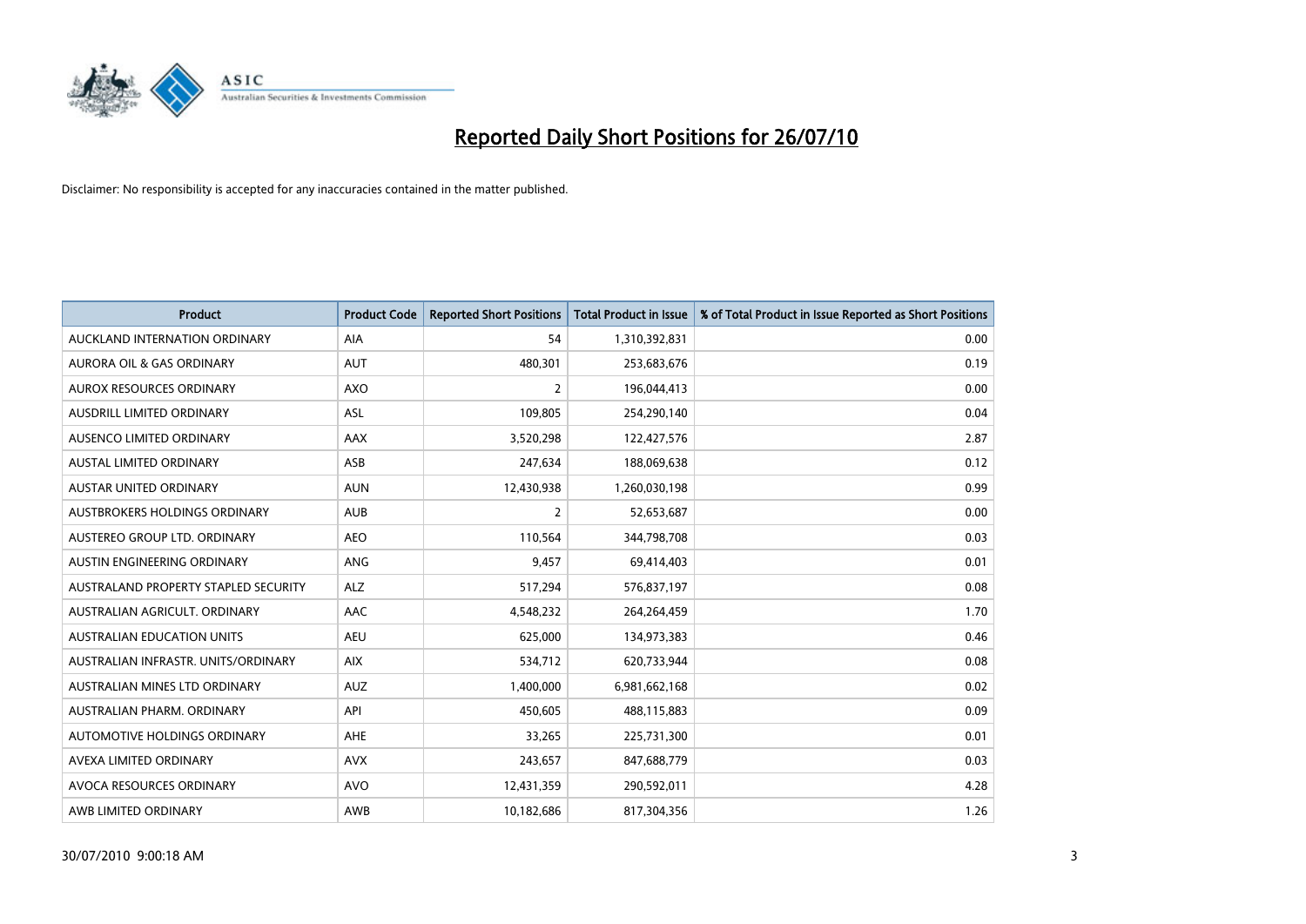# Reported Daily Short Positions for 26/07/10

Disclaimer: No responsibility is accepted for any inaccuracies contained in the matter published.

| Product | Product Code | Reported Short Positions | Total Product in Issue | % of Total Product in Issue Reported as Short Positions |
|---|---|---|---|---|
| AUCKLAND INTERNATION ORDINARY | AIA | 54 | 1,310,392,831 | 0.00 |
| AURORA OIL & GAS ORDINARY | AUT | 480,301 | 253,683,676 | 0.19 |
| AUROX RESOURCES ORDINARY | AXO | 2 | 196,044,413 | 0.00 |
| AUSDRILL LIMITED ORDINARY | ASL | 109,805 | 254,290,140 | 0.04 |
| AUSENCO LIMITED ORDINARY | AAX | 3,520,298 | 122,427,576 | 2.87 |
| AUSTAL LIMITED ORDINARY | ASB | 247,634 | 188,069,638 | 0.12 |
| AUSTAR UNITED ORDINARY | AUN | 12,430,938 | 1,260,030,198 | 0.99 |
| AUSTBROKERS HOLDINGS ORDINARY | AUB | 2 | 52,653,687 | 0.00 |
| AUSTEREO GROUP LTD. ORDINARY | AEO | 110,564 | 344,798,708 | 0.03 |
| AUSTIN ENGINEERING ORDINARY | ANG | 9,457 | 69,414,403 | 0.01 |
| AUSTRALAND PROPERTY STAPLED SECURITY | ALZ | 517,294 | 576,837,197 | 0.08 |
| AUSTRALIAN AGRICULT. ORDINARY | AAC | 4,548,232 | 264,264,459 | 1.70 |
| AUSTRALIAN EDUCATION UNITS | AEU | 625,000 | 134,973,383 | 0.46 |
| AUSTRALIAN INFRASTR. UNITS/ORDINARY | AIX | 534,712 | 620,733,944 | 0.08 |
| AUSTRALIAN MINES LTD ORDINARY | AUZ | 1,400,000 | 6,981,662,168 | 0.02 |
| AUSTRALIAN PHARM. ORDINARY | API | 450,605 | 488,115,883 | 0.09 |
| AUTOMOTIVE HOLDINGS ORDINARY | AHE | 33,265 | 225,731,300 | 0.01 |
| AVEXA LIMITED ORDINARY | AVX | 243,657 | 847,688,779 | 0.03 |
| AVOCA RESOURCES ORDINARY | AVO | 12,431,359 | 290,592,011 | 4.28 |
| AWB LIMITED ORDINARY | AWB | 10,182,686 | 817,304,356 | 1.26 |

30/07/2010 9:00:18 AM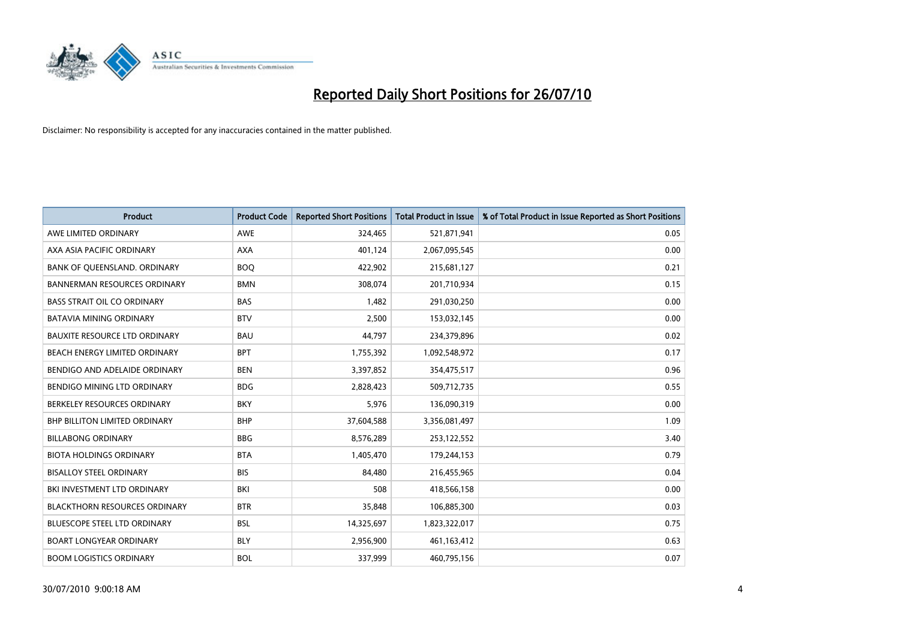# Reported Daily Short Positions for 26/07/10

Disclaimer: No responsibility is accepted for any inaccuracies contained in the matter published.

| Product | Product Code | Reported Short Positions | Total Product in Issue | % of Total Product in Issue Reported as Short Positions |
|---|---|---|---|---|
| AWE LIMITED ORDINARY | AWE | 324,465 | 521,871,941 | 0.05 |
| AXA ASIA PACIFIC ORDINARY | AXA | 401,124 | 2,067,095,545 | 0.00 |
| BANK OF QUEENSLAND. ORDINARY | BOQ | 422,902 | 215,681,127 | 0.21 |
| BANNERMAN RESOURCES ORDINARY | BMN | 308,074 | 201,710,934 | 0.15 |
| BASS STRAIT OIL CO ORDINARY | BAS | 1,482 | 291,030,250 | 0.00 |
| BATAVIA MINING ORDINARY | BTV | 2,500 | 153,032,145 | 0.00 |
| BAUXITE RESOURCE LTD ORDINARY | BAU | 44,797 | 234,379,896 | 0.02 |
| BEACH ENERGY LIMITED ORDINARY | BPT | 1,755,392 | 1,092,548,972 | 0.17 |
| BENDIGO AND ADELAIDE ORDINARY | BEN | 3,397,852 | 354,475,517 | 0.96 |
| BENDIGO MINING LTD ORDINARY | BDG | 2,828,423 | 509,712,735 | 0.55 |
| BERKELEY RESOURCES ORDINARY | BKY | 5,976 | 136,090,319 | 0.00 |
| BHP BILLITON LIMITED ORDINARY | BHP | 37,604,588 | 3,356,081,497 | 1.09 |
| BILLABONG ORDINARY | BBG | 8,576,289 | 253,122,552 | 3.40 |
| BIOTA HOLDINGS ORDINARY | BTA | 1,405,470 | 179,244,153 | 0.79 |
| BISALLOY STEEL ORDINARY | BIS | 84,480 | 216,455,965 | 0.04 |
| BKI INVESTMENT LTD ORDINARY | BKI | 508 | 418,566,158 | 0.00 |
| BLACKTHORN RESOURCES ORDINARY | BTR | 35,848 | 106,885,300 | 0.03 |
| BLUESCOPE STEEL LTD ORDINARY | BSL | 14,325,697 | 1,823,322,017 | 0.75 |
| BOART LONGYEAR ORDINARY | BLY | 2,956,900 | 461,163,412 | 0.63 |
| BOOM LOGISTICS ORDINARY | BOL | 337,999 | 460,795,156 | 0.07 |

30/07/2010 9:00:18 AM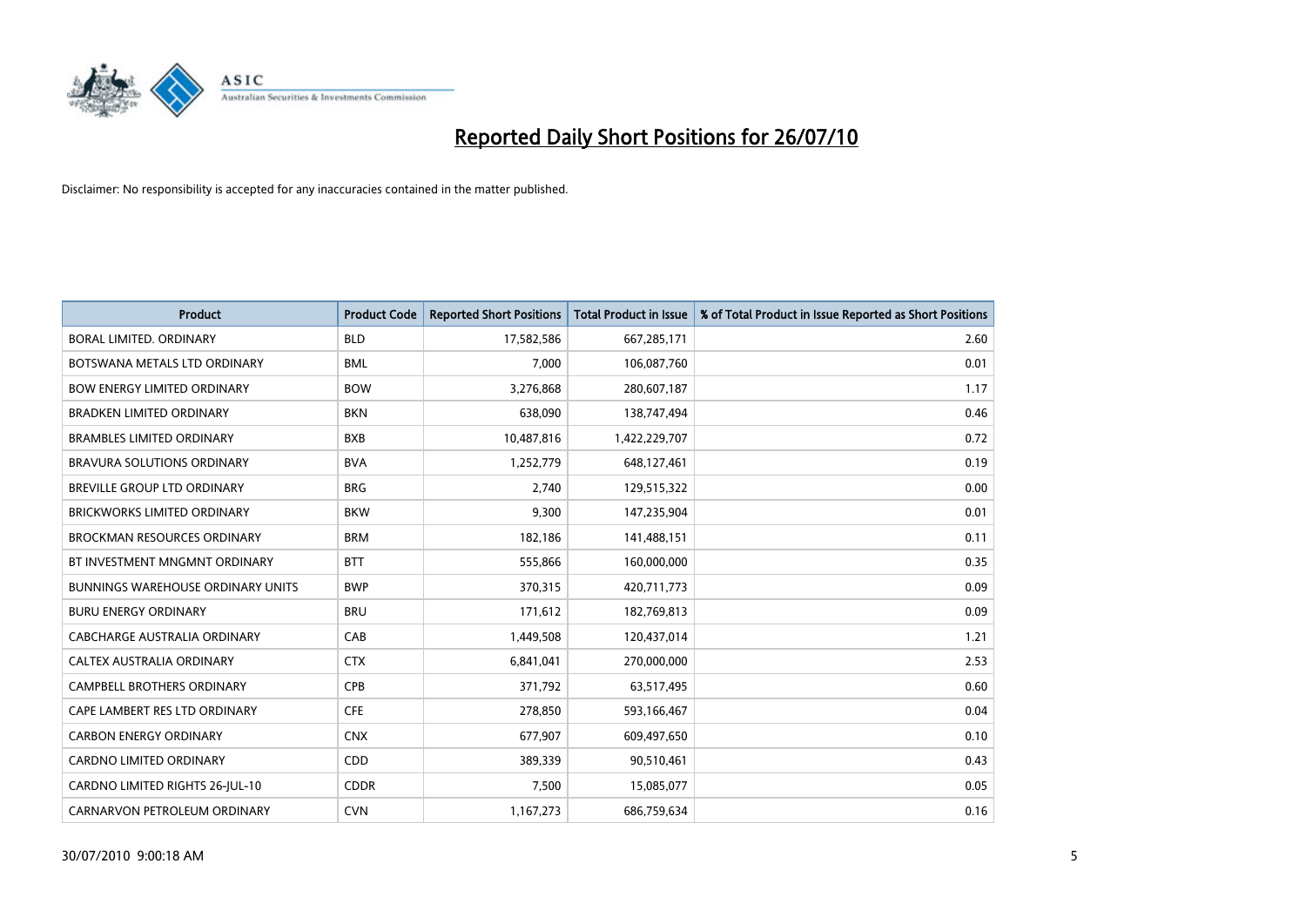# Reported Daily Short Positions for 26/07/10

Disclaimer: No responsibility is accepted for any inaccuracies contained in the matter published.

| Product | Product Code | Reported Short Positions | Total Product in Issue | % of Total Product in Issue Reported as Short Positions |
|---|---|---|---|---|
| BORAL LIMITED. ORDINARY | BLD | 17,582,586 | 667,285,171 | 2.60 |
| BOTSWANA METALS LTD ORDINARY | BML | 7,000 | 106,087,760 | 0.01 |
| BOW ENERGY LIMITED ORDINARY | BOW | 3,276,868 | 280,607,187 | 1.17 |
| BRADKEN LIMITED ORDINARY | BKN | 638,090 | 138,747,494 | 0.46 |
| BRAMBLES LIMITED ORDINARY | BXB | 10,487,816 | 1,422,229,707 | 0.72 |
| BRAVURA SOLUTIONS ORDINARY | BVA | 1,252,779 | 648,127,461 | 0.19 |
| BREVILLE GROUP LTD ORDINARY | BRG | 2,740 | 129,515,322 | 0.00 |
| BRICKWORKS LIMITED ORDINARY | BKW | 9,300 | 147,235,904 | 0.01 |
| BROCKMAN RESOURCES ORDINARY | BRM | 182,186 | 141,488,151 | 0.11 |
| BT INVESTMENT MNGMNT ORDINARY | BTT | 555,866 | 160,000,000 | 0.35 |
| BUNNINGS WAREHOUSE ORDINARY UNITS | BWP | 370,315 | 420,711,773 | 0.09 |
| BURU ENERGY ORDINARY | BRU | 171,612 | 182,769,813 | 0.09 |
| CABCHARGE AUSTRALIA ORDINARY | CAB | 1,449,508 | 120,437,014 | 1.21 |
| CALTEX AUSTRALIA ORDINARY | CTX | 6,841,041 | 270,000,000 | 2.53 |
| CAMPBELL BROTHERS ORDINARY | CPB | 371,792 | 63,517,495 | 0.60 |
| CAPE LAMBERT RES LTD ORDINARY | CFE | 278,850 | 593,166,467 | 0.04 |
| CARBON ENERGY ORDINARY | CNX | 677,907 | 609,497,650 | 0.10 |
| CARDNO LIMITED ORDINARY | CDD | 389,339 | 90,510,461 | 0.43 |
| CARDNO LIMITED RIGHTS 26-JUL-10 | CDDR | 7,500 | 15,085,077 | 0.05 |
| CARNARVON PETROLEUM ORDINARY | CVN | 1,167,273 | 686,759,634 | 0.16 |

30/07/2010 9:00:18 AM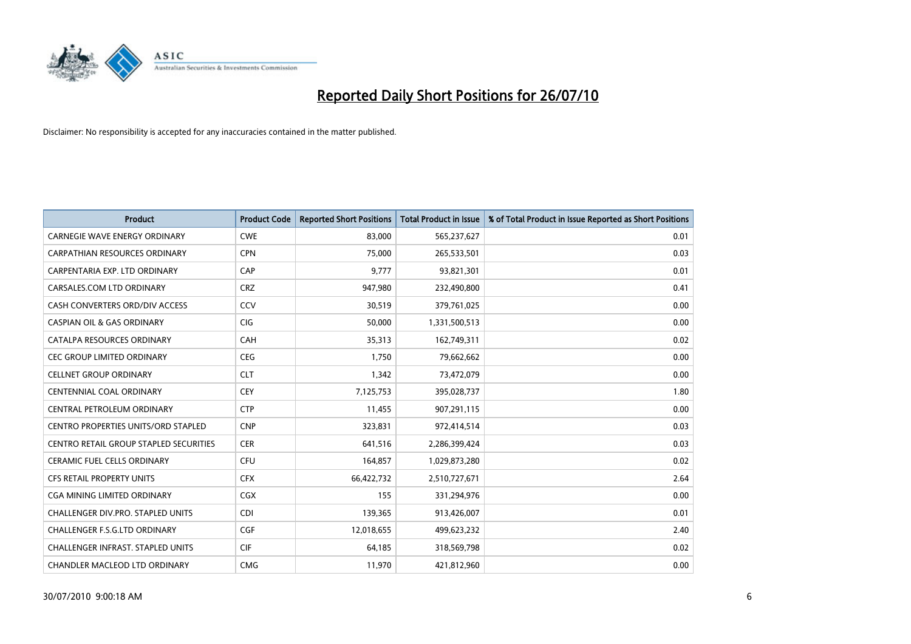# Reported Daily Short Positions for 26/07/10

Disclaimer: No responsibility is accepted for any inaccuracies contained in the matter published.

| Product | Product Code | Reported Short Positions | Total Product in Issue | % of Total Product in Issue Reported as Short Positions |
|---|---|---|---|---|
| CARNEGIE WAVE ENERGY ORDINARY | CWE | 83,000 | 565,237,627 | 0.01 |
| CARPATHIAN RESOURCES ORDINARY | CPN | 75,000 | 265,533,501 | 0.03 |
| CARPENTARIA EXP. LTD ORDINARY | CAP | 9,777 | 93,821,301 | 0.01 |
| CARSALES.COM LTD ORDINARY | CRZ | 947,980 | 232,490,800 | 0.41 |
| CASH CONVERTERS ORD/DIV ACCESS | CCV | 30,519 | 379,761,025 | 0.00 |
| CASPIAN OIL & GAS ORDINARY | CIG | 50,000 | 1,331,500,513 | 0.00 |
| CATALPA RESOURCES ORDINARY | CAH | 35,313 | 162,749,311 | 0.02 |
| CEC GROUP LIMITED ORDINARY | CEG | 1,750 | 79,662,662 | 0.00 |
| CELLNET GROUP ORDINARY | CLT | 1,342 | 73,472,079 | 0.00 |
| CENTENNIAL COAL ORDINARY | CEY | 7,125,753 | 395,028,737 | 1.80 |
| CENTRAL PETROLEUM ORDINARY | CTP | 11,455 | 907,291,115 | 0.00 |
| CENTRO PROPERTIES UNITS/ORD STAPLED | CNP | 323,831 | 972,414,514 | 0.03 |
| CENTRO RETAIL GROUP STAPLED SECURITIES | CER | 641,516 | 2,286,399,424 | 0.03 |
| CERAMIC FUEL CELLS ORDINARY | CFU | 164,857 | 1,029,873,280 | 0.02 |
| CFS RETAIL PROPERTY UNITS | CFX | 66,422,732 | 2,510,727,671 | 2.64 |
| CGA MINING LIMITED ORDINARY | CGX | 155 | 331,294,976 | 0.00 |
| CHALLENGER DIV.PRO. STAPLED UNITS | CDI | 139,365 | 913,426,007 | 0.01 |
| CHALLENGER F.S.G.LTD ORDINARY | CGF | 12,018,655 | 499,623,232 | 2.40 |
| CHALLENGER INFRAST. STAPLED UNITS | CIF | 64,185 | 318,569,798 | 0.02 |
| CHANDLER MACLEOD LTD ORDINARY | CMG | 11,970 | 421,812,960 | 0.00 |

30/07/2010 9:00:18 AM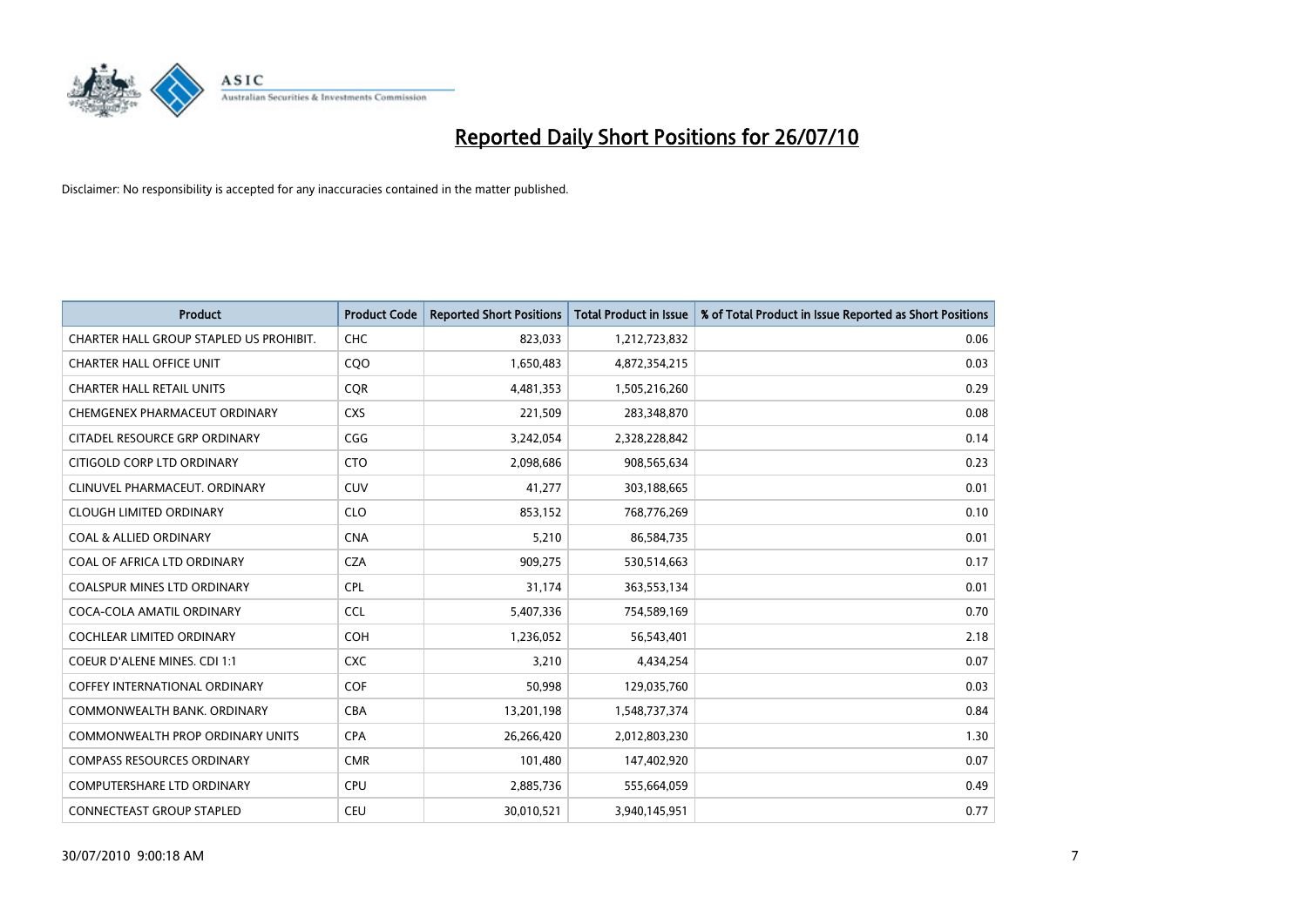# Reported Daily Short Positions for 26/07/10

Disclaimer: No responsibility is accepted for any inaccuracies contained in the matter published.

| Product | Product Code | Reported Short Positions | Total Product in Issue | % of Total Product in Issue Reported as Short Positions |
|---|---|---|---|---|
| CHARTER HALL GROUP STAPLED US PROHIBIT. | CHC | 823,033 | 1,212,723,832 | 0.06 |
| CHARTER HALL OFFICE UNIT | CQO | 1,650,483 | 4,872,354,215 | 0.03 |
| CHARTER HALL RETAIL UNITS | CQR | 4,481,353 | 1,505,216,260 | 0.29 |
| CHEMGENEX PHARMACEUT ORDINARY | CXS | 221,509 | 283,348,870 | 0.08 |
| CITADEL RESOURCE GRP ORDINARY | CGG | 3,242,054 | 2,328,228,842 | 0.14 |
| CITIGOLD CORP LTD ORDINARY | CTO | 2,098,686 | 908,565,634 | 0.23 |
| CLINUVEL PHARMACEUT. ORDINARY | CUV | 41,277 | 303,188,665 | 0.01 |
| CLOUGH LIMITED ORDINARY | CLO | 853,152 | 768,776,269 | 0.10 |
| COAL & ALLIED ORDINARY | CNA | 5,210 | 86,584,735 | 0.01 |
| COAL OF AFRICA LTD ORDINARY | CZA | 909,275 | 530,514,663 | 0.17 |
| COALSPUR MINES LTD ORDINARY | CPL | 31,174 | 363,553,134 | 0.01 |
| COCA-COLA AMATIL ORDINARY | CCL | 5,407,336 | 754,589,169 | 0.70 |
| COCHLEAR LIMITED ORDINARY | COH | 1,236,052 | 56,543,401 | 2.18 |
| COEUR D'ALENE MINES. CDI 1:1 | CXC | 3,210 | 4,434,254 | 0.07 |
| COFFEY INTERNATIONAL ORDINARY | COF | 50,998 | 129,035,760 | 0.03 |
| COMMONWEALTH BANK. ORDINARY | CBA | 13,201,198 | 1,548,737,374 | 0.84 |
| COMMONWEALTH PROP ORDINARY UNITS | CPA | 26,266,420 | 2,012,803,230 | 1.30 |
| COMPASS RESOURCES ORDINARY | CMR | 101,480 | 147,402,920 | 0.07 |
| COMPUTERSHARE LTD ORDINARY | CPU | 2,885,736 | 555,664,059 | 0.49 |
| CONNECTEAST GROUP STAPLED | CEU | 30,010,521 | 3,940,145,951 | 0.77 |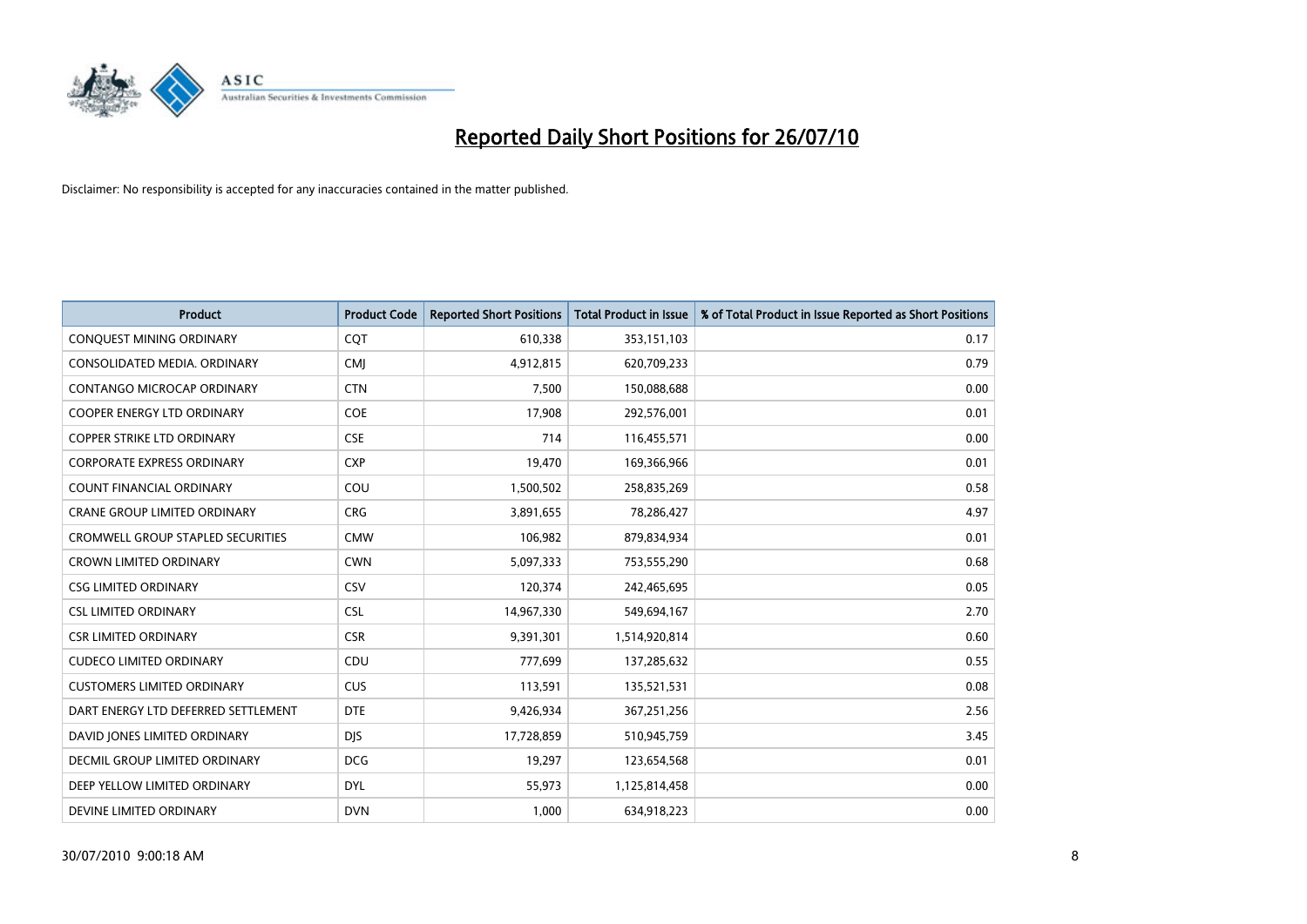# Reported Daily Short Positions for 26/07/10

Disclaimer: No responsibility is accepted for any inaccuracies contained in the matter published.

| Product | Product Code | Reported Short Positions | Total Product in Issue | % of Total Product in Issue Reported as Short Positions |
|---|---|---|---|---|
| CONQUEST MINING ORDINARY | CQT | 610,338 | 353,151,103 | 0.17 |
| CONSOLIDATED MEDIA. ORDINARY | CMJ | 4,912,815 | 620,709,233 | 0.79 |
| CONTANGO MICROCAP ORDINARY | CTN | 7,500 | 150,088,688 | 0.00 |
| COOPER ENERGY LTD ORDINARY | COE | 17,908 | 292,576,001 | 0.01 |
| COPPER STRIKE LTD ORDINARY | CSE | 714 | 116,455,571 | 0.00 |
| CORPORATE EXPRESS ORDINARY | CXP | 19,470 | 169,366,966 | 0.01 |
| COUNT FINANCIAL ORDINARY | COU | 1,500,502 | 258,835,269 | 0.58 |
| CRANE GROUP LIMITED ORDINARY | CRG | 3,891,655 | 78,286,427 | 4.97 |
| CROMWELL GROUP STAPLED SECURITIES | CMW | 106,982 | 879,834,934 | 0.01 |
| CROWN LIMITED ORDINARY | CWN | 5,097,333 | 753,555,290 | 0.68 |
| CSG LIMITED ORDINARY | CSV | 120,374 | 242,465,695 | 0.05 |
| CSL LIMITED ORDINARY | CSL | 14,967,330 | 549,694,167 | 2.70 |
| CSR LIMITED ORDINARY | CSR | 9,391,301 | 1,514,920,814 | 0.60 |
| CUDECO LIMITED ORDINARY | CDU | 777,699 | 137,285,632 | 0.55 |
| CUSTOMERS LIMITED ORDINARY | CUS | 113,591 | 135,521,531 | 0.08 |
| DART ENERGY LTD DEFERRED SETTLEMENT | DTE | 9,426,934 | 367,251,256 | 2.56 |
| DAVID JONES LIMITED ORDINARY | DJS | 17,728,859 | 510,945,759 | 3.45 |
| DECMIL GROUP LIMITED ORDINARY | DCG | 19,297 | 123,654,568 | 0.01 |
| DEEP YELLOW LIMITED ORDINARY | DYL | 55,973 | 1,125,814,458 | 0.00 |
| DEVINE LIMITED ORDINARY | DVN | 1,000 | 634,918,223 | 0.00 |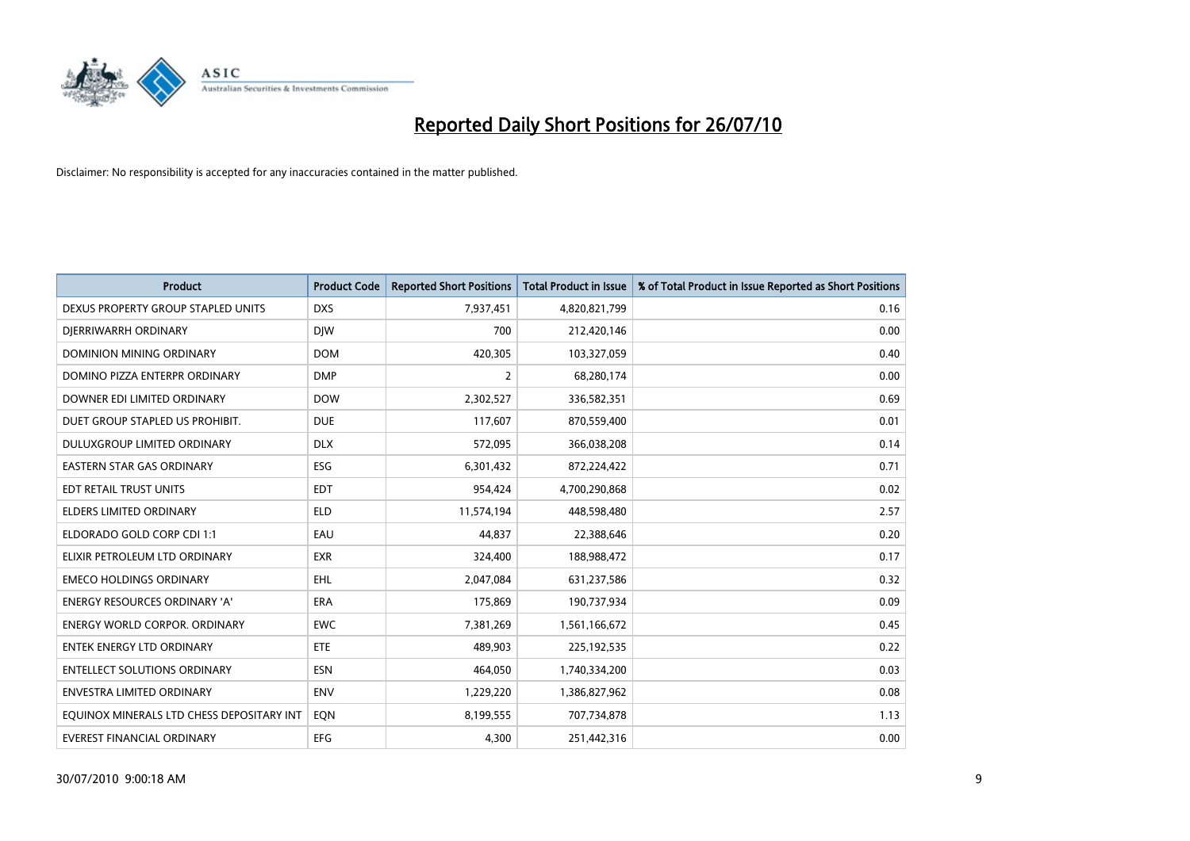# Reported Daily Short Positions for 26/07/10

Disclaimer: No responsibility is accepted for any inaccuracies contained in the matter published.

| Product | Product Code | Reported Short Positions | Total Product in Issue | % of Total Product in Issue Reported as Short Positions |
| --- | --- | --- | --- | --- |
| DEXUS PROPERTY GROUP STAPLED UNITS | DXS | 7,937,451 | 4,820,821,799 | 0.16 |
| DJERRIWARRH ORDINARY | DJW | 700 | 212,420,146 | 0.00 |
| DOMINION MINING ORDINARY | DOM | 420,305 | 103,327,059 | 0.40 |
| DOMINO PIZZA ENTERPR ORDINARY | DMP | 2 | 68,280,174 | 0.00 |
| DOWNER EDI LIMITED ORDINARY | DOW | 2,302,527 | 336,582,351 | 0.69 |
| DUET GROUP STAPLED US PROHIBIT. | DUE | 117,607 | 870,559,400 | 0.01 |
| DULUXGROUP LIMITED ORDINARY | DLX | 572,095 | 366,038,208 | 0.14 |
| EASTERN STAR GAS ORDINARY | ESG | 6,301,432 | 872,224,422 | 0.71 |
| EDT RETAIL TRUST UNITS | EDT | 954,424 | 4,700,290,868 | 0.02 |
| ELDERS LIMITED ORDINARY | ELD | 11,574,194 | 448,598,480 | 2.57 |
| ELDORADO GOLD CORP CDI 1:1 | EAU | 44,837 | 22,388,646 | 0.20 |
| ELIXIR PETROLEUM LTD ORDINARY | EXR | 324,400 | 188,988,472 | 0.17 |
| EMECO HOLDINGS ORDINARY | EHL | 2,047,084 | 631,237,586 | 0.32 |
| ENERGY RESOURCES ORDINARY 'A' | ERA | 175,869 | 190,737,934 | 0.09 |
| ENERGY WORLD CORPOR. ORDINARY | EWC | 7,381,269 | 1,561,166,672 | 0.45 |
| ENTEK ENERGY LTD ORDINARY | ETE | 489,903 | 225,192,535 | 0.22 |
| ENTELLECT SOLUTIONS ORDINARY | ESN | 464,050 | 1,740,334,200 | 0.03 |
| ENVESTRA LIMITED ORDINARY | ENV | 1,229,220 | 1,386,827,962 | 0.08 |
| EQUINOX MINERALS LTD CHESS DEPOSITARY INT | EQN | 8,199,555 | 707,734,878 | 1.13 |
| EVEREST FINANCIAL ORDINARY | EFG | 4,300 | 251,442,316 | 0.00 |

30/07/2010 9:00:18 AM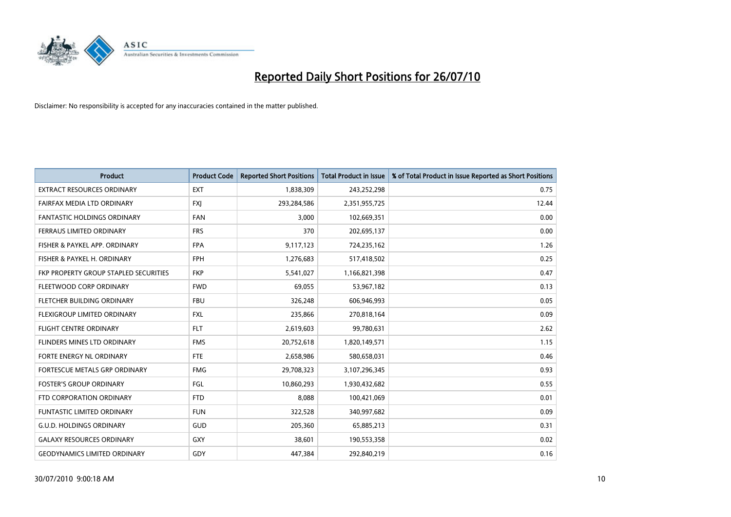# Reported Daily Short Positions for 26/07/10

Disclaimer: No responsibility is accepted for any inaccuracies contained in the matter published.

| Product | Product Code | Reported Short Positions | Total Product in Issue | % of Total Product in Issue Reported as Short Positions |
|---|---|---|---|---|
| EXTRACT RESOURCES ORDINARY | EXT | 1,838,309 | 243,252,298 | 0.75 |
| FAIRFAX MEDIA LTD ORDINARY | FXJ | 293,284,586 | 2,351,955,725 | 12.44 |
| FANTASTIC HOLDINGS ORDINARY | FAN | 3,000 | 102,669,351 | 0.00 |
| FERRAUS LIMITED ORDINARY | FRS | 370 | 202,695,137 | 0.00 |
| FISHER & PAYKEL APP. ORDINARY | FPA | 9,117,123 | 724,235,162 | 1.26 |
| FISHER & PAYKEL H. ORDINARY | FPH | 1,276,683 | 517,418,502 | 0.25 |
| FKP PROPERTY GROUP STAPLED SECURITIES | FKP | 5,541,027 | 1,166,821,398 | 0.47 |
| FLEETWOOD CORP ORDINARY | FWD | 69,055 | 53,967,182 | 0.13 |
| FLETCHER BUILDING ORDINARY | FBU | 326,248 | 606,946,993 | 0.05 |
| FLEXIGROUP LIMITED ORDINARY | FXL | 235,866 | 270,818,164 | 0.09 |
| FLIGHT CENTRE ORDINARY | FLT | 2,619,603 | 99,780,631 | 2.62 |
| FLINDERS MINES LTD ORDINARY | FMS | 20,752,618 | 1,820,149,571 | 1.15 |
| FORTE ENERGY NL ORDINARY | FTE | 2,658,986 | 580,658,031 | 0.46 |
| FORTESCUE METALS GRP ORDINARY | FMG | 29,708,323 | 3,107,296,345 | 0.93 |
| FOSTER'S GROUP ORDINARY | FGL | 10,860,293 | 1,930,432,682 | 0.55 |
| FTD CORPORATION ORDINARY | FTD | 8,088 | 100,421,069 | 0.01 |
| FUNTASTIC LIMITED ORDINARY | FUN | 322,528 | 340,997,682 | 0.09 |
| G.U.D. HOLDINGS ORDINARY | GUD | 205,360 | 65,885,213 | 0.31 |
| GALAXY RESOURCES ORDINARY | GXY | 38,601 | 190,553,358 | 0.02 |
| GEODYNAMICS LIMITED ORDINARY | GDY | 447,384 | 292,840,219 | 0.16 |

30/07/2010 9:00:18 AM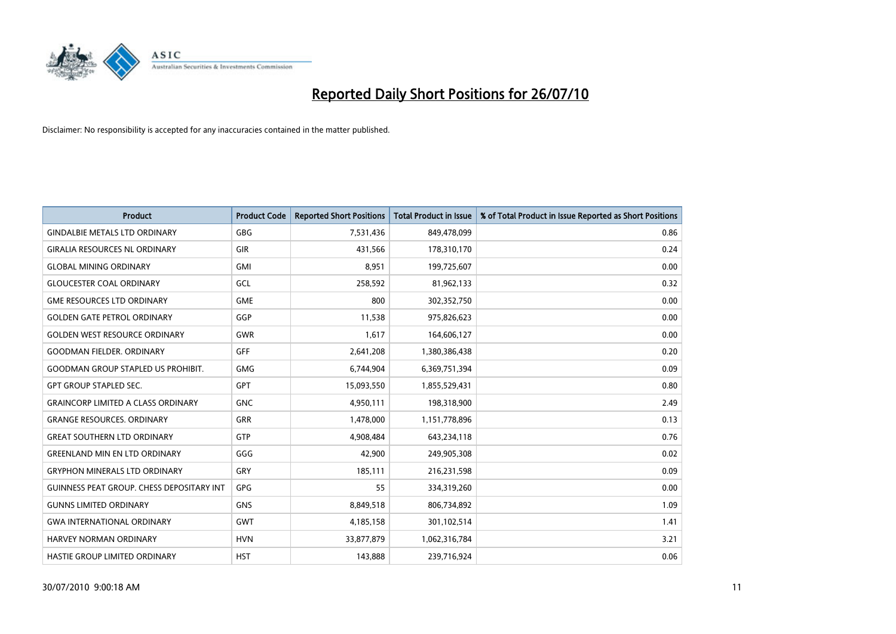# Reported Daily Short Positions for 26/07/10

Disclaimer: No responsibility is accepted for any inaccuracies contained in the matter published.

| Product | Product Code | Reported Short Positions | Total Product in Issue | % of Total Product in Issue Reported as Short Positions |
|---|---|---|---|---|
| GINDALBIE METALS LTD ORDINARY | GBG | 7,531,436 | 849,478,099 | 0.86 |
| GIRALIA RESOURCES NL ORDINARY | GIR | 431,566 | 178,310,170 | 0.24 |
| GLOBAL MINING ORDINARY | GMI | 8,951 | 199,725,607 | 0.00 |
| GLOUCESTER COAL ORDINARY | GCL | 258,592 | 81,962,133 | 0.32 |
| GME RESOURCES LTD ORDINARY | GME | 800 | 302,352,750 | 0.00 |
| GOLDEN GATE PETROL ORDINARY | GGP | 11,538 | 975,826,623 | 0.00 |
| GOLDEN WEST RESOURCE ORDINARY | GWR | 1,617 | 164,606,127 | 0.00 |
| GOODMAN FIELDER. ORDINARY | GFF | 2,641,208 | 1,380,386,438 | 0.20 |
| GOODMAN GROUP STAPLED US PROHIBIT. | GMG | 6,744,904 | 6,369,751,394 | 0.09 |
| GPT GROUP STAPLED SEC. | GPT | 15,093,550 | 1,855,529,431 | 0.80 |
| GRAINCORP LIMITED A CLASS ORDINARY | GNC | 4,950,111 | 198,318,900 | 2.49 |
| GRANGE RESOURCES. ORDINARY | GRR | 1,478,000 | 1,151,778,896 | 0.13 |
| GREAT SOUTHERN LTD ORDINARY | GTP | 4,908,484 | 643,234,118 | 0.76 |
| GREENLAND MIN EN LTD ORDINARY | GGG | 42,900 | 249,905,308 | 0.02 |
| GRYPHON MINERALS LTD ORDINARY | GRY | 185,111 | 216,231,598 | 0.09 |
| GUINNESS PEAT GROUP. CHESS DEPOSITARY INT | GPG | 55 | 334,319,260 | 0.00 |
| GUNNS LIMITED ORDINARY | GNS | 8,849,518 | 806,734,892 | 1.09 |
| GWA INTERNATIONAL ORDINARY | GWT | 4,185,158 | 301,102,514 | 1.41 |
| HARVEY NORMAN ORDINARY | HVN | 33,877,879 | 1,062,316,784 | 3.21 |
| HASTIE GROUP LIMITED ORDINARY | HST | 143,888 | 239,716,924 | 0.06 |

30/07/2010 9:00:18 AM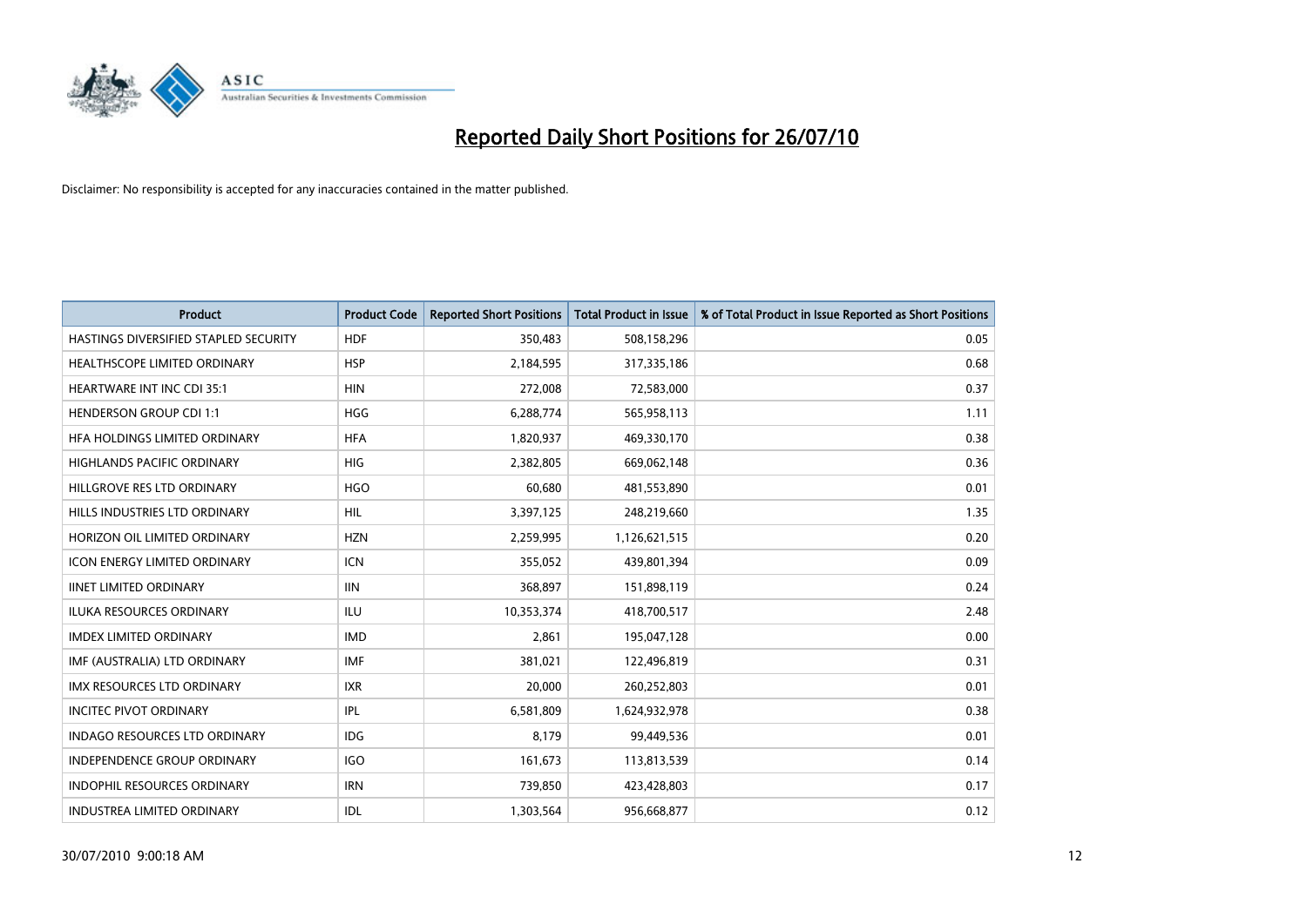# Reported Daily Short Positions for 26/07/10

Disclaimer: No responsibility is accepted for any inaccuracies contained in the matter published.

| Product | Product Code | Reported Short Positions | Total Product in Issue | % of Total Product in Issue Reported as Short Positions |
|---|---|---|---|---|
| HASTINGS DIVERSIFIED STAPLED SECURITY | HDF | 350,483 | 508,158,296 | 0.05 |
| HEALTHSCOPE LIMITED ORDINARY | HSP | 2,184,595 | 317,335,186 | 0.68 |
| HEARTWARE INT INC CDI 35:1 | HIN | 272,008 | 72,583,000 | 0.37 |
| HENDERSON GROUP CDI 1:1 | HGG | 6,288,774 | 565,958,113 | 1.11 |
| HFA HOLDINGS LIMITED ORDINARY | HFA | 1,820,937 | 469,330,170 | 0.38 |
| HIGHLANDS PACIFIC ORDINARY | HIG | 2,382,805 | 669,062,148 | 0.36 |
| HILLGROVE RES LTD ORDINARY | HGO | 60,680 | 481,553,890 | 0.01 |
| HILLS INDUSTRIES LTD ORDINARY | HIL | 3,397,125 | 248,219,660 | 1.35 |
| HORIZON OIL LIMITED ORDINARY | HZN | 2,259,995 | 1,126,621,515 | 0.20 |
| ICON ENERGY LIMITED ORDINARY | ICN | 355,052 | 439,801,394 | 0.09 |
| IINET LIMITED ORDINARY | IIN | 368,897 | 151,898,119 | 0.24 |
| ILUKA RESOURCES ORDINARY | ILU | 10,353,374 | 418,700,517 | 2.48 |
| IMDEX LIMITED ORDINARY | IMD | 2,861 | 195,047,128 | 0.00 |
| IMF (AUSTRALIA) LTD ORDINARY | IMF | 381,021 | 122,496,819 | 0.31 |
| IMX RESOURCES LTD ORDINARY | IXR | 20,000 | 260,252,803 | 0.01 |
| INCITEC PIVOT ORDINARY | IPL | 6,581,809 | 1,624,932,978 | 0.38 |
| INDAGO RESOURCES LTD ORDINARY | IDG | 8,179 | 99,449,536 | 0.01 |
| INDEPENDENCE GROUP ORDINARY | IGO | 161,673 | 113,813,539 | 0.14 |
| INDOPHIL RESOURCES ORDINARY | IRN | 739,850 | 423,428,803 | 0.17 |
| INDUSTREA LIMITED ORDINARY | IDL | 1,303,564 | 956,668,877 | 0.12 |

30/07/2010 9:00:18 AM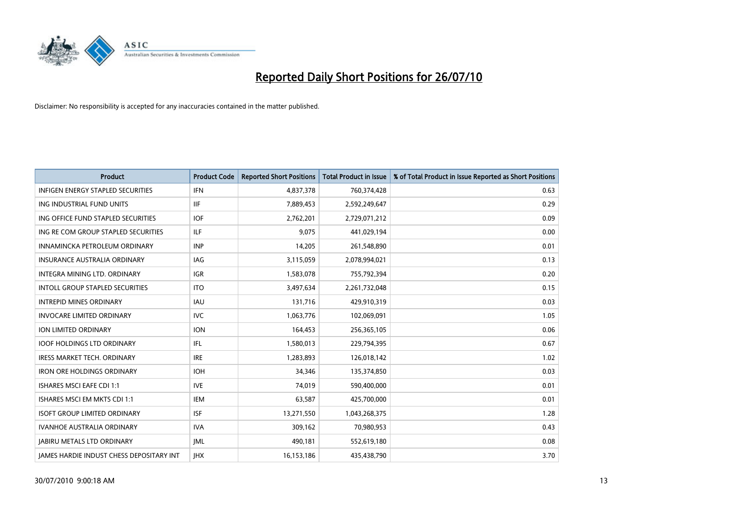# Reported Daily Short Positions for 26/07/10

Disclaimer: No responsibility is accepted for any inaccuracies contained in the matter published.

| Product | Product Code | Reported Short Positions | Total Product in Issue | % of Total Product in Issue Reported as Short Positions |
|---|---|---|---|---|
| INFIGEN ENERGY STAPLED SECURITIES | IFN | 4,837,378 | 760,374,428 | 0.63 |
| ING INDUSTRIAL FUND UNITS | IIF | 7,889,453 | 2,592,249,647 | 0.29 |
| ING OFFICE FUND STAPLED SECURITIES | IOF | 2,762,201 | 2,729,071,212 | 0.09 |
| ING RE COM GROUP STAPLED SECURITIES | ILF | 9,075 | 441,029,194 | 0.00 |
| INNAMINCKA PETROLEUM ORDINARY | INP | 14,205 | 261,548,890 | 0.01 |
| INSURANCE AUSTRALIA ORDINARY | IAG | 3,115,059 | 2,078,994,021 | 0.13 |
| INTEGRA MINING LTD. ORDINARY | IGR | 1,583,078 | 755,792,394 | 0.20 |
| INTOLL GROUP STAPLED SECURITIES | ITO | 3,497,634 | 2,261,732,048 | 0.15 |
| INTREPID MINES ORDINARY | IAU | 131,716 | 429,910,319 | 0.03 |
| INVOCARE LIMITED ORDINARY | IVC | 1,063,776 | 102,069,091 | 1.05 |
| ION LIMITED ORDINARY | ION | 164,453 | 256,365,105 | 0.06 |
| IOOF HOLDINGS LTD ORDINARY | IFL | 1,580,013 | 229,794,395 | 0.67 |
| IRESS MARKET TECH. ORDINARY | IRE | 1,283,893 | 126,018,142 | 1.02 |
| IRON ORE HOLDINGS ORDINARY | IOH | 34,346 | 135,374,850 | 0.03 |
| ISHARES MSCI EAFE CDI 1:1 | IVE | 74,019 | 590,400,000 | 0.01 |
| ISHARES MSCI EM MKTS CDI 1:1 | IEM | 63,587 | 425,700,000 | 0.01 |
| ISOFT GROUP LIMITED ORDINARY | ISF | 13,271,550 | 1,043,268,375 | 1.28 |
| IVANHOE AUSTRALIA ORDINARY | IVA | 309,162 | 70,980,953 | 0.43 |
| JABIRU METALS LTD ORDINARY | JML | 490,181 | 552,619,180 | 0.08 |
| JAMES HARDIE INDUST CHESS DEPOSITARY INT | JHX | 16,153,186 | 435,438,790 | 3.70 |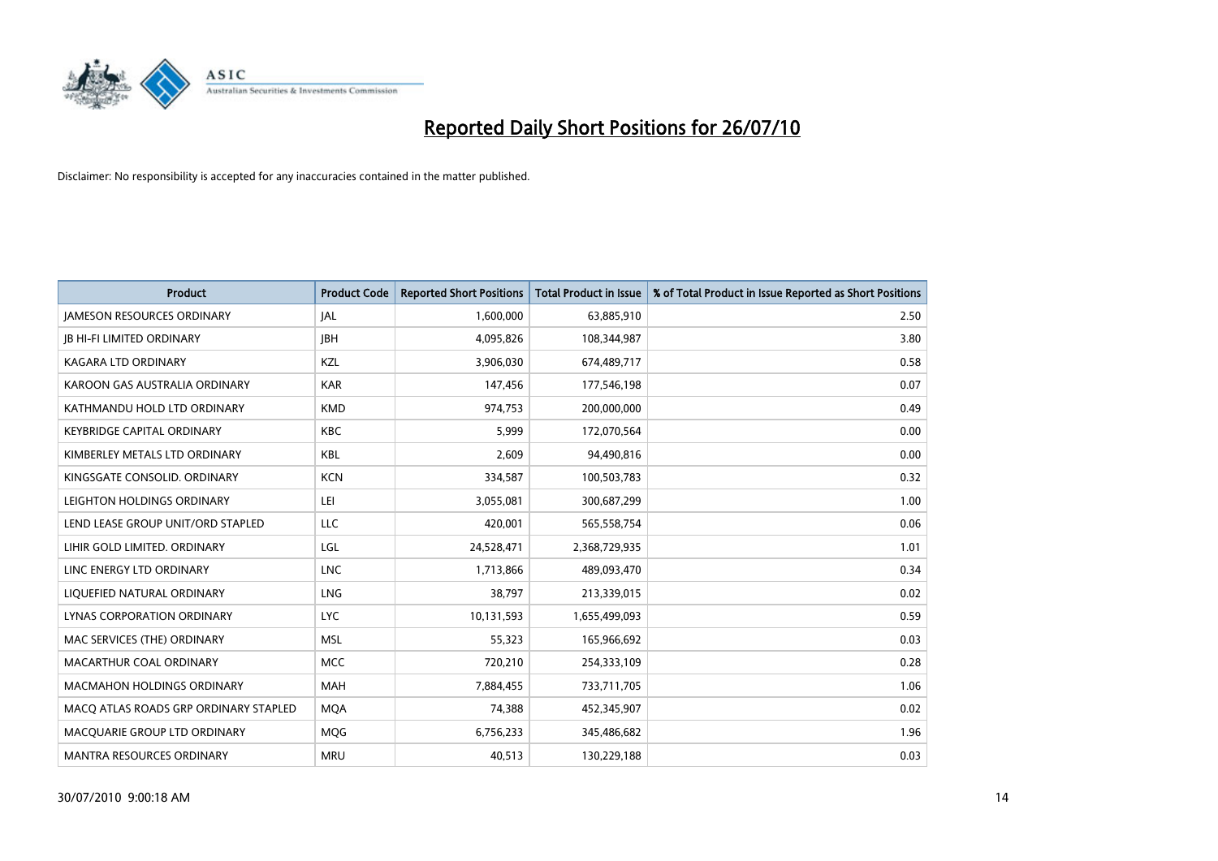# Reported Daily Short Positions for 26/07/10

Disclaimer: No responsibility is accepted for any inaccuracies contained in the matter published.

| Product | Product Code | Reported Short Positions | Total Product in Issue | % of Total Product in Issue Reported as Short Positions |
|---|---|---|---|---|
| JAMESON RESOURCES ORDINARY | JAL | 1,600,000 | 63,885,910 | 2.50 |
| JB HI-FI LIMITED ORDINARY | JBH | 4,095,826 | 108,344,987 | 3.80 |
| KAGARA LTD ORDINARY | KZL | 3,906,030 | 674,489,717 | 0.58 |
| KAROON GAS AUSTRALIA ORDINARY | KAR | 147,456 | 177,546,198 | 0.07 |
| KATHMANDU HOLD LTD ORDINARY | KMD | 974,753 | 200,000,000 | 0.49 |
| KEYBRIDGE CAPITAL ORDINARY | KBC | 5,999 | 172,070,564 | 0.00 |
| KIMBERLEY METALS LTD ORDINARY | KBL | 2,609 | 94,490,816 | 0.00 |
| KINGSGATE CONSOLID. ORDINARY | KCN | 334,587 | 100,503,783 | 0.32 |
| LEIGHTON HOLDINGS ORDINARY | LEI | 3,055,081 | 300,687,299 | 1.00 |
| LEND LEASE GROUP UNIT/ORD STAPLED | LLC | 420,001 | 565,558,754 | 0.06 |
| LIHIR GOLD LIMITED. ORDINARY | LGL | 24,528,471 | 2,368,729,935 | 1.01 |
| LINC ENERGY LTD ORDINARY | LNC | 1,713,866 | 489,093,470 | 0.34 |
| LIQUEFIED NATURAL ORDINARY | LNG | 38,797 | 213,339,015 | 0.02 |
| LYNAS CORPORATION ORDINARY | LYC | 10,131,593 | 1,655,499,093 | 0.59 |
| MAC SERVICES (THE) ORDINARY | MSL | 55,323 | 165,966,692 | 0.03 |
| MACARTHUR COAL ORDINARY | MCC | 720,210 | 254,333,109 | 0.28 |
| MACMAHON HOLDINGS ORDINARY | MAH | 7,884,455 | 733,711,705 | 1.06 |
| MACQ ATLAS ROADS GRP ORDINARY STAPLED | MQA | 74,388 | 452,345,907 | 0.02 |
| MACQUARIE GROUP LTD ORDINARY | MQG | 6,756,233 | 345,486,682 | 1.96 |
| MANTRA RESOURCES ORDINARY | MRU | 40,513 | 130,229,188 | 0.03 |

30/07/2010 9:00:18 AM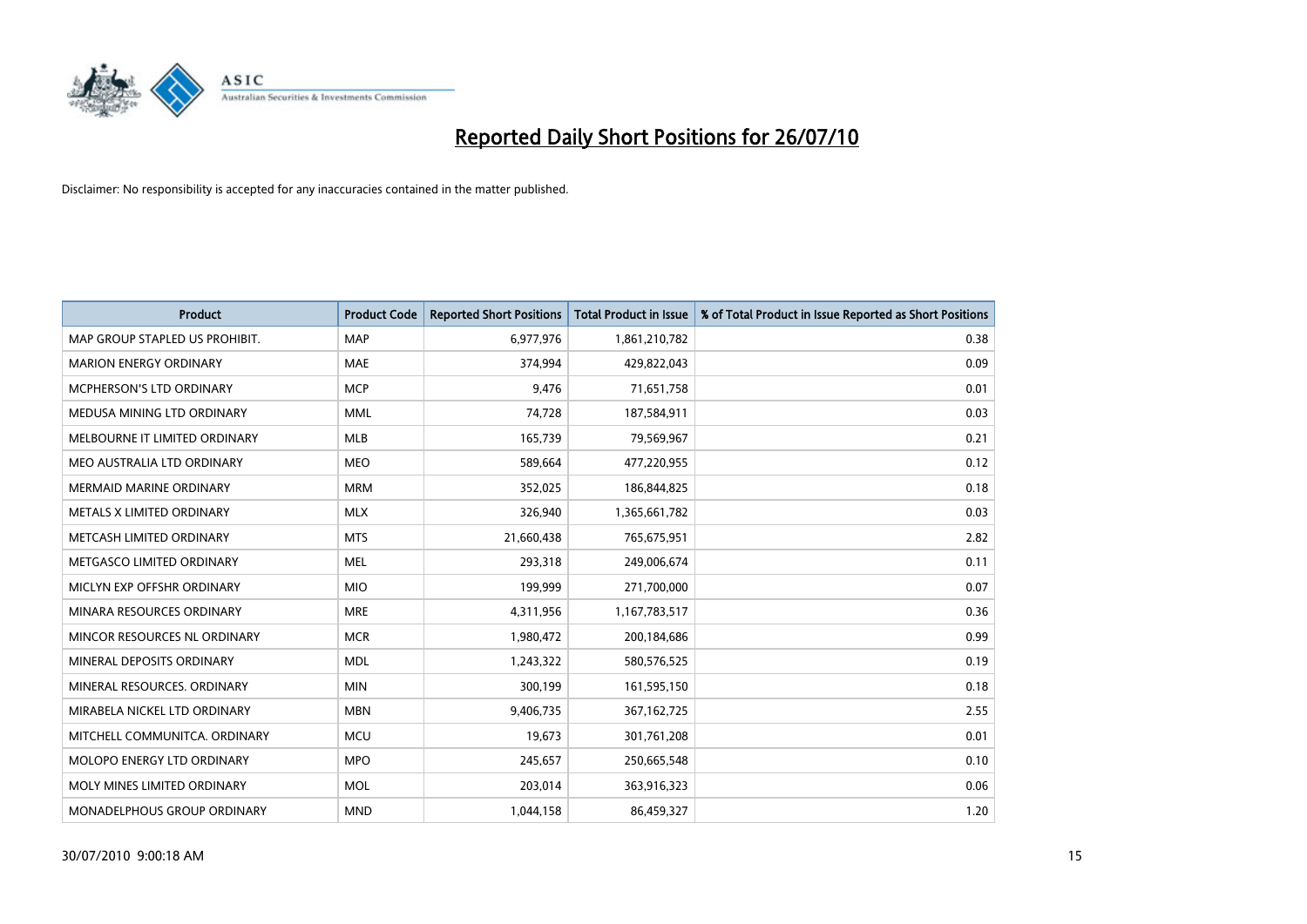# Reported Daily Short Positions for 26/07/10

Disclaimer: No responsibility is accepted for any inaccuracies contained in the matter published.

| Product | Product Code | Reported Short Positions | Total Product in Issue | % of Total Product in Issue Reported as Short Positions |
|---|---|---|---|---|
| MAP GROUP STAPLED US PROHIBIT. | MAP | 6,977,976 | 1,861,210,782 | 0.38 |
| MARION ENERGY ORDINARY | MAE | 374,994 | 429,822,043 | 0.09 |
| MCPHERSON'S LTD ORDINARY | MCP | 9,476 | 71,651,758 | 0.01 |
| MEDUSA MINING LTD ORDINARY | MML | 74,728 | 187,584,911 | 0.03 |
| MELBOURNE IT LIMITED ORDINARY | MLB | 165,739 | 79,569,967 | 0.21 |
| MEO AUSTRALIA LTD ORDINARY | MEO | 589,664 | 477,220,955 | 0.12 |
| MERMAID MARINE ORDINARY | MRM | 352,025 | 186,844,825 | 0.18 |
| METALS X LIMITED ORDINARY | MLX | 326,940 | 1,365,661,782 | 0.03 |
| METCASH LIMITED ORDINARY | MTS | 21,660,438 | 765,675,951 | 2.82 |
| METGASCO LIMITED ORDINARY | MEL | 293,318 | 249,006,674 | 0.11 |
| MICLYN EXP OFFSHR ORDINARY | MIO | 199,999 | 271,700,000 | 0.07 |
| MINARA RESOURCES ORDINARY | MRE | 4,311,956 | 1,167,783,517 | 0.36 |
| MINCOR RESOURCES NL ORDINARY | MCR | 1,980,472 | 200,184,686 | 0.99 |
| MINERAL DEPOSITS ORDINARY | MDL | 1,243,322 | 580,576,525 | 0.19 |
| MINERAL RESOURCES. ORDINARY | MIN | 300,199 | 161,595,150 | 0.18 |
| MIRABELA NICKEL LTD ORDINARY | MBN | 9,406,735 | 367,162,725 | 2.55 |
| MITCHELL COMMUNITCA. ORDINARY | MCU | 19,673 | 301,761,208 | 0.01 |
| MOLOPO ENERGY LTD ORDINARY | MPO | 245,657 | 250,665,548 | 0.10 |
| MOLY MINES LIMITED ORDINARY | MOL | 203,014 | 363,916,323 | 0.06 |
| MONADELPHOUS GROUP ORDINARY | MND | 1,044,158 | 86,459,327 | 1.20 |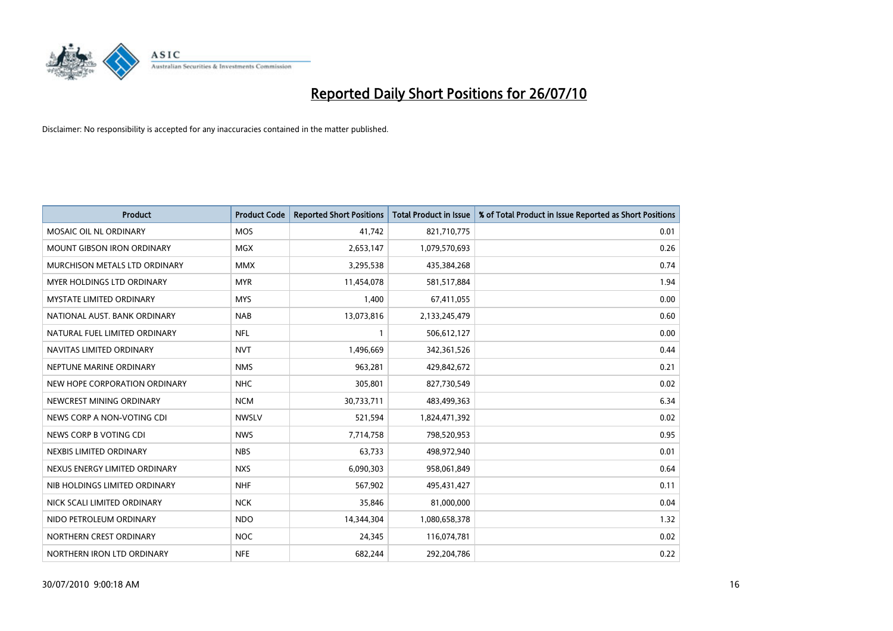# Reported Daily Short Positions for 26/07/10

Disclaimer: No responsibility is accepted for any inaccuracies contained in the matter published.

| Product | Product Code | Reported Short Positions | Total Product in Issue | % of Total Product in Issue Reported as Short Positions |
|---|---|---|---|---|
| MOSAIC OIL NL ORDINARY | MOS | 41,742 | 821,710,775 | 0.01 |
| MOUNT GIBSON IRON ORDINARY | MGX | 2,653,147 | 1,079,570,693 | 0.26 |
| MURCHISON METALS LTD ORDINARY | MMX | 3,295,538 | 435,384,268 | 0.74 |
| MYER HOLDINGS LTD ORDINARY | MYR | 11,454,078 | 581,517,884 | 1.94 |
| MYSTATE LIMITED ORDINARY | MYS | 1,400 | 67,411,055 | 0.00 |
| NATIONAL AUST. BANK ORDINARY | NAB | 13,073,816 | 2,133,245,479 | 0.60 |
| NATURAL FUEL LIMITED ORDINARY | NFL | 1 | 506,612,127 | 0.00 |
| NAVITAS LIMITED ORDINARY | NVT | 1,496,669 | 342,361,526 | 0.44 |
| NEPTUNE MARINE ORDINARY | NMS | 963,281 | 429,842,672 | 0.21 |
| NEW HOPE CORPORATION ORDINARY | NHC | 305,801 | 827,730,549 | 0.02 |
| NEWCREST MINING ORDINARY | NCM | 30,733,711 | 483,499,363 | 6.34 |
| NEWS CORP A NON-VOTING CDI | NWSLV | 521,594 | 1,824,471,392 | 0.02 |
| NEWS CORP B VOTING CDI | NWS | 7,714,758 | 798,520,953 | 0.95 |
| NEXBIS LIMITED ORDINARY | NBS | 63,733 | 498,972,940 | 0.01 |
| NEXUS ENERGY LIMITED ORDINARY | NXS | 6,090,303 | 958,061,849 | 0.64 |
| NIB HOLDINGS LIMITED ORDINARY | NHF | 567,902 | 495,431,427 | 0.11 |
| NICK SCALI LIMITED ORDINARY | NCK | 35,846 | 81,000,000 | 0.04 |
| NIDO PETROLEUM ORDINARY | NDO | 14,344,304 | 1,080,658,378 | 1.32 |
| NORTHERN CREST ORDINARY | NOC | 24,345 | 116,074,781 | 0.02 |
| NORTHERN IRON LTD ORDINARY | NFE | 682,244 | 292,204,786 | 0.22 |

30/07/2010 9:00:18 AM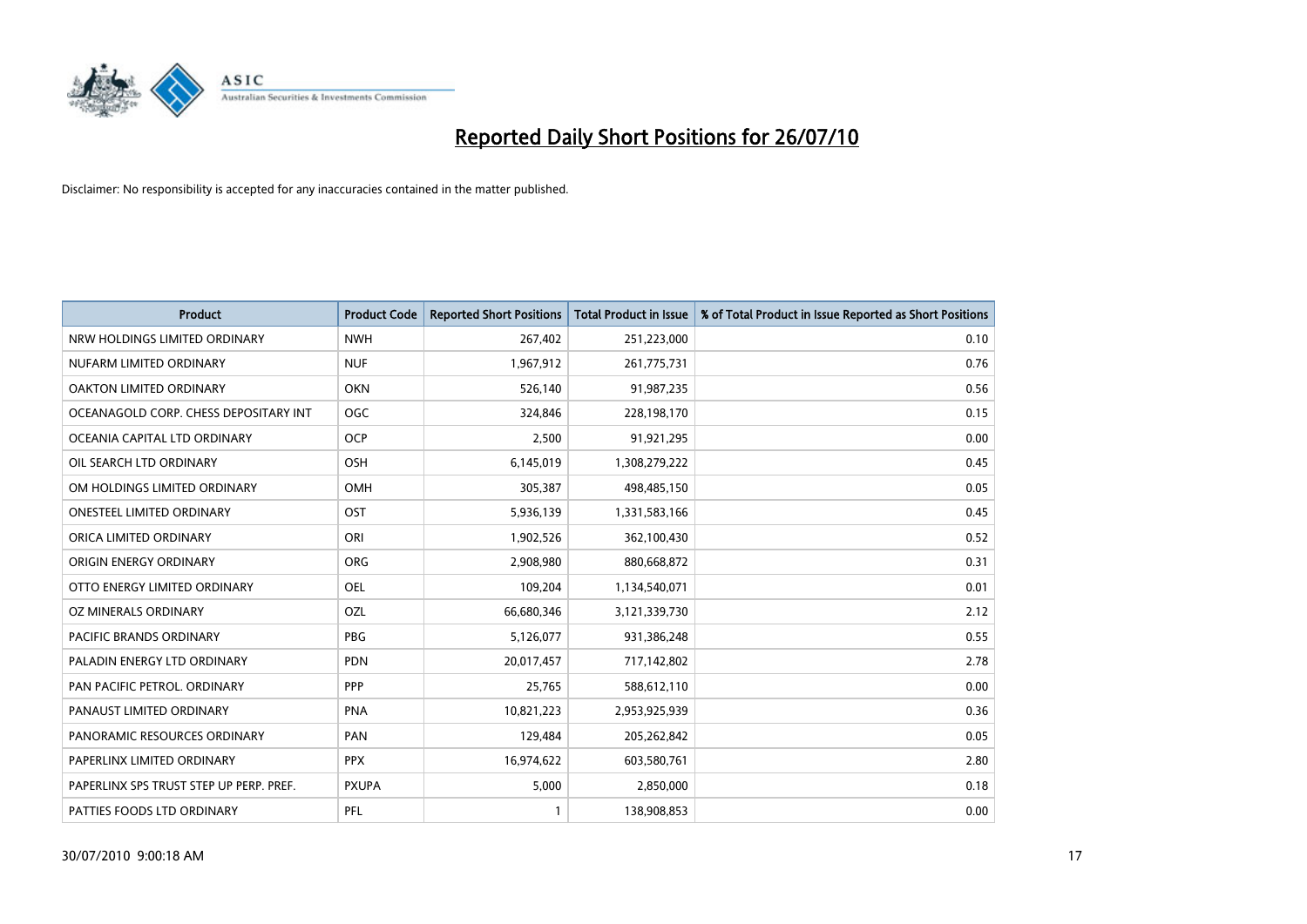# Reported Daily Short Positions for 26/07/10

Disclaimer: No responsibility is accepted for any inaccuracies contained in the matter published.

| Product | Product Code | Reported Short Positions | Total Product in Issue | % of Total Product in Issue Reported as Short Positions |
|---|---|---|---|---|
| NRW HOLDINGS LIMITED ORDINARY | NWH | 267,402 | 251,223,000 | 0.10 |
| NUFARM LIMITED ORDINARY | NUF | 1,967,912 | 261,775,731 | 0.76 |
| OAKTON LIMITED ORDINARY | OKN | 526,140 | 91,987,235 | 0.56 |
| OCEANAGOLD CORP. CHESS DEPOSITARY INT | OGC | 324,846 | 228,198,170 | 0.15 |
| OCEANIA CAPITAL LTD ORDINARY | OCP | 2,500 | 91,921,295 | 0.00 |
| OIL SEARCH LTD ORDINARY | OSH | 6,145,019 | 1,308,279,222 | 0.45 |
| OM HOLDINGS LIMITED ORDINARY | OMH | 305,387 | 498,485,150 | 0.05 |
| ONESTEEL LIMITED ORDINARY | OST | 5,936,139 | 1,331,583,166 | 0.45 |
| ORICA LIMITED ORDINARY | ORI | 1,902,526 | 362,100,430 | 0.52 |
| ORIGIN ENERGY ORDINARY | ORG | 2,908,980 | 880,668,872 | 0.31 |
| OTTO ENERGY LIMITED ORDINARY | OEL | 109,204 | 1,134,540,071 | 0.01 |
| OZ MINERALS ORDINARY | OZL | 66,680,346 | 3,121,339,730 | 2.12 |
| PACIFIC BRANDS ORDINARY | PBG | 5,126,077 | 931,386,248 | 0.55 |
| PALADIN ENERGY LTD ORDINARY | PDN | 20,017,457 | 717,142,802 | 2.78 |
| PAN PACIFIC PETROL. ORDINARY | PPP | 25,765 | 588,612,110 | 0.00 |
| PANAUST LIMITED ORDINARY | PNA | 10,821,223 | 2,953,925,939 | 0.36 |
| PANORAMIC RESOURCES ORDINARY | PAN | 129,484 | 205,262,842 | 0.05 |
| PAPERLINX LIMITED ORDINARY | PPX | 16,974,622 | 603,580,761 | 2.80 |
| PAPERLINX SPS TRUST STEP UP PERP. PREF. | PXUPA | 5,000 | 2,850,000 | 0.18 |
| PATTIES FOODS LTD ORDINARY | PFL | 1 | 138,908,853 | 0.00 |

30/07/2010 9:00:18 AM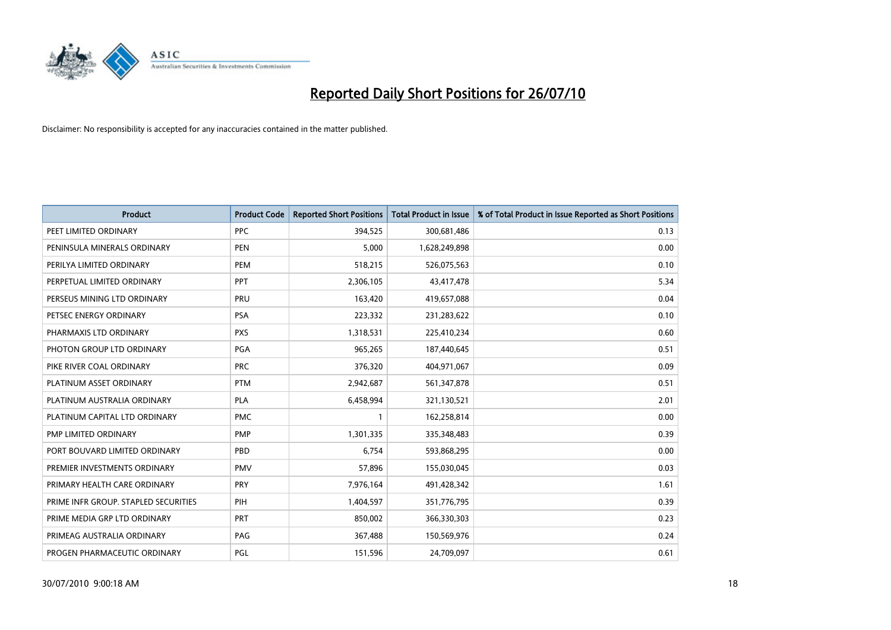# Reported Daily Short Positions for 26/07/10

Disclaimer: No responsibility is accepted for any inaccuracies contained in the matter published.

| Product | Product Code | Reported Short Positions | Total Product in Issue | % of Total Product in Issue Reported as Short Positions |
|---|---|---|---|---|
| PEET LIMITED ORDINARY | PPC | 394,525 | 300,681,486 | 0.13 |
| PENINSULA MINERALS ORDINARY | PEN | 5,000 | 1,628,249,898 | 0.00 |
| PERILYA LIMITED ORDINARY | PEM | 518,215 | 526,075,563 | 0.10 |
| PERPETUAL LIMITED ORDINARY | PPT | 2,306,105 | 43,417,478 | 5.34 |
| PERSEUS MINING LTD ORDINARY | PRU | 163,420 | 419,657,088 | 0.04 |
| PETSEC ENERGY ORDINARY | PSA | 223,332 | 231,283,622 | 0.10 |
| PHARMAXIS LTD ORDINARY | PXS | 1,318,531 | 225,410,234 | 0.60 |
| PHOTON GROUP LTD ORDINARY | PGA | 965,265 | 187,440,645 | 0.51 |
| PIKE RIVER COAL ORDINARY | PRC | 376,320 | 404,971,067 | 0.09 |
| PLATINUM ASSET ORDINARY | PTM | 2,942,687 | 561,347,878 | 0.51 |
| PLATINUM AUSTRALIA ORDINARY | PLA | 6,458,994 | 321,130,521 | 2.01 |
| PLATINUM CAPITAL LTD ORDINARY | PMC | 1 | 162,258,814 | 0.00 |
| PMP LIMITED ORDINARY | PMP | 1,301,335 | 335,348,483 | 0.39 |
| PORT BOUVARD LIMITED ORDINARY | PBD | 6,754 | 593,868,295 | 0.00 |
| PREMIER INVESTMENTS ORDINARY | PMV | 57,896 | 155,030,045 | 0.03 |
| PRIMARY HEALTH CARE ORDINARY | PRY | 7,976,164 | 491,428,342 | 1.61 |
| PRIME INFR GROUP. STAPLED SECURITIES | PIH | 1,404,597 | 351,776,795 | 0.39 |
| PRIME MEDIA GRP LTD ORDINARY | PRT | 850,002 | 366,330,303 | 0.23 |
| PRIMEAG AUSTRALIA ORDINARY | PAG | 367,488 | 150,569,976 | 0.24 |
| PROGEN PHARMACEUTIC ORDINARY | PGL | 151,596 | 24,709,097 | 0.61 |

30/07/2010 9:00:18 AM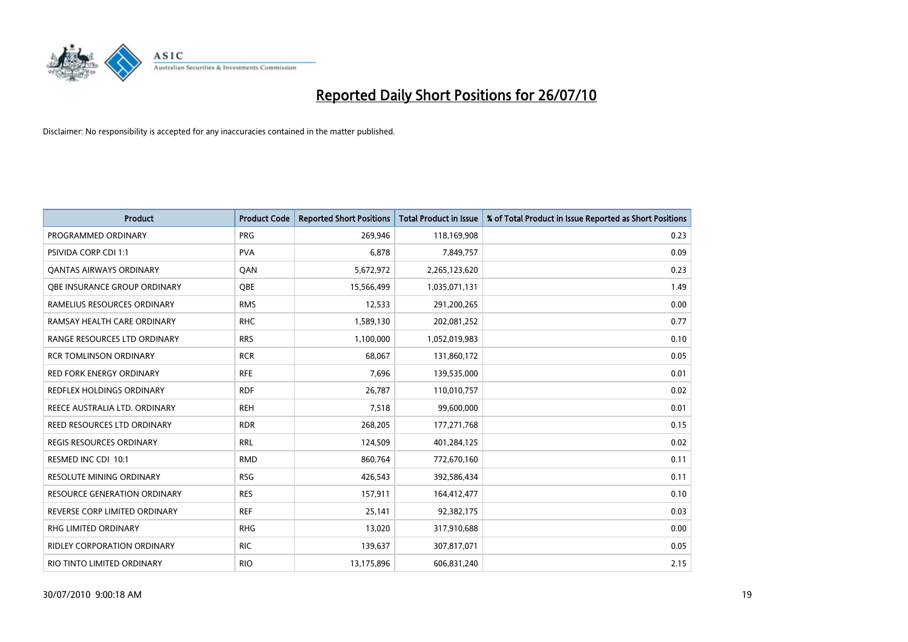# Reported Daily Short Positions for 26/07/10

Disclaimer: No responsibility is accepted for any inaccuracies contained in the matter published.

| Product | Product Code | Reported Short Positions | Total Product in Issue | % of Total Product in Issue Reported as Short Positions |
|---|---|---|---|---|
| PROGRAMMED ORDINARY | PRG | 269,946 | 118,169,908 | 0.23 |
| PSIVIDA CORP CDI 1:1 | PVA | 6,878 | 7,849,757 | 0.09 |
| QANTAS AIRWAYS ORDINARY | QAN | 5,672,972 | 2,265,123,620 | 0.23 |
| QBE INSURANCE GROUP ORDINARY | QBE | 15,566,499 | 1,035,071,131 | 1.49 |
| RAMELIUS RESOURCES ORDINARY | RMS | 12,533 | 291,200,265 | 0.00 |
| RAMSAY HEALTH CARE ORDINARY | RHC | 1,589,130 | 202,081,252 | 0.77 |
| RANGE RESOURCES LTD ORDINARY | RRS | 1,100,000 | 1,052,019,983 | 0.10 |
| RCR TOMLINSON ORDINARY | RCR | 68,067 | 131,860,172 | 0.05 |
| RED FORK ENERGY ORDINARY | RFE | 7,696 | 139,535,000 | 0.01 |
| REDFLEX HOLDINGS ORDINARY | RDF | 26,787 | 110,010,757 | 0.02 |
| REECE AUSTRALIA LTD. ORDINARY | REH | 7,518 | 99,600,000 | 0.01 |
| REED RESOURCES LTD ORDINARY | RDR | 268,205 | 177,271,768 | 0.15 |
| REGIS RESOURCES ORDINARY | RRL | 124,509 | 401,284,125 | 0.02 |
| RESMED INC CDI 10:1 | RMD | 860,764 | 772,670,160 | 0.11 |
| RESOLUTE MINING ORDINARY | RSG | 426,543 | 392,586,434 | 0.11 |
| RESOURCE GENERATION ORDINARY | RES | 157,911 | 164,412,477 | 0.10 |
| REVERSE CORP LIMITED ORDINARY | REF | 25,141 | 92,382,175 | 0.03 |
| RHG LIMITED ORDINARY | RHG | 13,020 | 317,910,688 | 0.00 |
| RIDLEY CORPORATION ORDINARY | RIC | 139,637 | 307,817,071 | 0.05 |
| RIO TINTO LIMITED ORDINARY | RIO | 13,175,896 | 606,831,240 | 2.15 |

30/07/2010 9:00:18 AM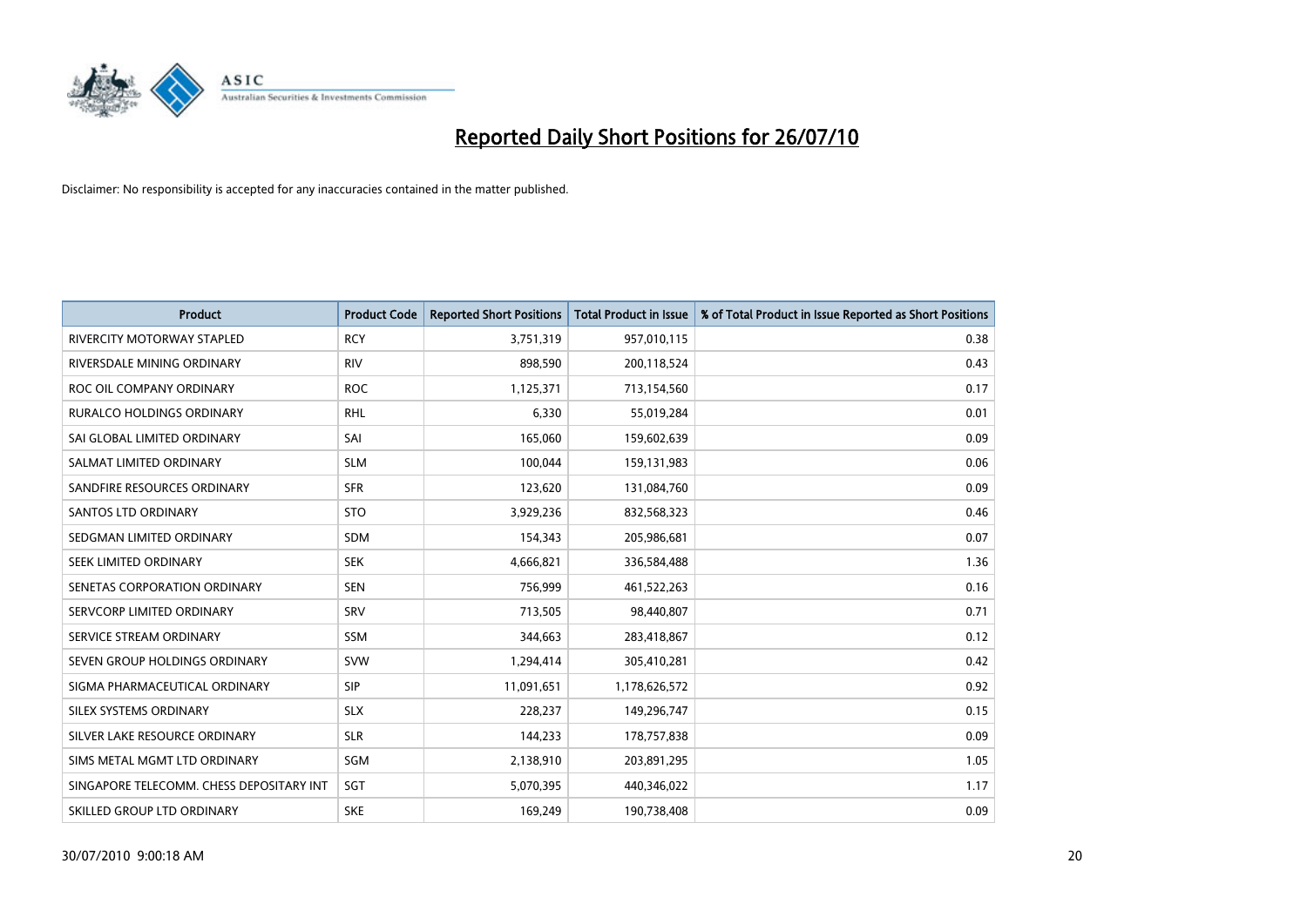# Reported Daily Short Positions for 26/07/10

Disclaimer: No responsibility is accepted for any inaccuracies contained in the matter published.

| Product | Product Code | Reported Short Positions | Total Product in Issue | % of Total Product in Issue Reported as Short Positions |
|---|---|---|---|---|
| RIVERCITY MOTORWAY STAPLED | RCY | 3,751,319 | 957,010,115 | 0.38 |
| RIVERSDALE MINING ORDINARY | RIV | 898,590 | 200,118,524 | 0.43 |
| ROC OIL COMPANY ORDINARY | ROC | 1,125,371 | 713,154,560 | 0.17 |
| RURALCO HOLDINGS ORDINARY | RHL | 6,330 | 55,019,284 | 0.01 |
| SAI GLOBAL LIMITED ORDINARY | SAI | 165,060 | 159,602,639 | 0.09 |
| SALMAT LIMITED ORDINARY | SLM | 100,044 | 159,131,983 | 0.06 |
| SANDFIRE RESOURCES ORDINARY | SFR | 123,620 | 131,084,760 | 0.09 |
| SANTOS LTD ORDINARY | STO | 3,929,236 | 832,568,323 | 0.46 |
| SEDGMAN LIMITED ORDINARY | SDM | 154,343 | 205,986,681 | 0.07 |
| SEEK LIMITED ORDINARY | SEK | 4,666,821 | 336,584,488 | 1.36 |
| SENETAS CORPORATION ORDINARY | SEN | 756,999 | 461,522,263 | 0.16 |
| SERVCORP LIMITED ORDINARY | SRV | 713,505 | 98,440,807 | 0.71 |
| SERVICE STREAM ORDINARY | SSM | 344,663 | 283,418,867 | 0.12 |
| SEVEN GROUP HOLDINGS ORDINARY | SVW | 1,294,414 | 305,410,281 | 0.42 |
| SIGMA PHARMACEUTICAL ORDINARY | SIP | 11,091,651 | 1,178,626,572 | 0.92 |
| SILEX SYSTEMS ORDINARY | SLX | 228,237 | 149,296,747 | 0.15 |
| SILVER LAKE RESOURCE ORDINARY | SLR | 144,233 | 178,757,838 | 0.09 |
| SIMS METAL MGMT LTD ORDINARY | SGM | 2,138,910 | 203,891,295 | 1.05 |
| SINGAPORE TELECOMM. CHESS DEPOSITARY INT | SGT | 5,070,395 | 440,346,022 | 1.17 |
| SKILLED GROUP LTD ORDINARY | SKE | 169,249 | 190,738,408 | 0.09 |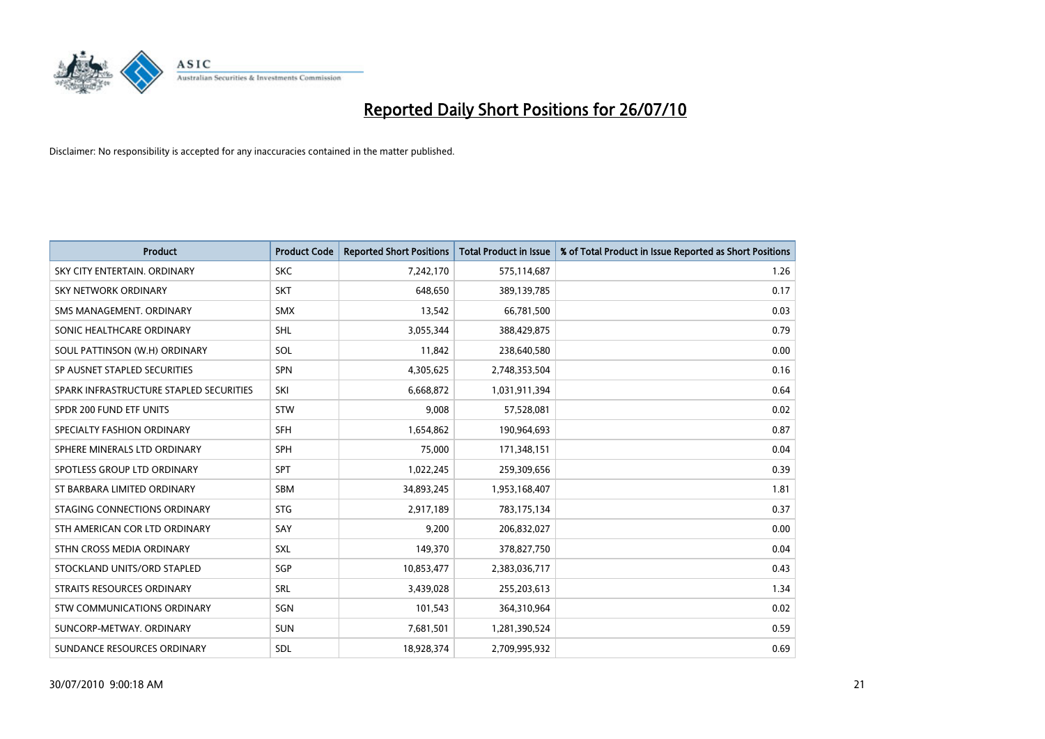# Reported Daily Short Positions for 26/07/10

Disclaimer: No responsibility is accepted for any inaccuracies contained in the matter published.

| Product | Product Code | Reported Short Positions | Total Product in Issue | % of Total Product in Issue Reported as Short Positions |
|---|---|---|---|---|
| SKY CITY ENTERTAIN. ORDINARY | SKC | 7,242,170 | 575,114,687 | 1.26 |
| SKY NETWORK ORDINARY | SKT | 648,650 | 389,139,785 | 0.17 |
| SMS MANAGEMENT. ORDINARY | SMX | 13,542 | 66,781,500 | 0.03 |
| SONIC HEALTHCARE ORDINARY | SHL | 3,055,344 | 388,429,875 | 0.79 |
| SOUL PATTINSON (W.H) ORDINARY | SOL | 11,842 | 238,640,580 | 0.00 |
| SP AUSNET STAPLED SECURITIES | SPN | 4,305,625 | 2,748,353,504 | 0.16 |
| SPARK INFRASTRUCTURE STAPLED SECURITIES | SKI | 6,668,872 | 1,031,911,394 | 0.64 |
| SPDR 200 FUND ETF UNITS | STW | 9,008 | 57,528,081 | 0.02 |
| SPECIALTY FASHION ORDINARY | SFH | 1,654,862 | 190,964,693 | 0.87 |
| SPHERE MINERALS LTD ORDINARY | SPH | 75,000 | 171,348,151 | 0.04 |
| SPOTLESS GROUP LTD ORDINARY | SPT | 1,022,245 | 259,309,656 | 0.39 |
| ST BARBARA LIMITED ORDINARY | SBM | 34,893,245 | 1,953,168,407 | 1.81 |
| STAGING CONNECTIONS ORDINARY | STG | 2,917,189 | 783,175,134 | 0.37 |
| STH AMERICAN COR LTD ORDINARY | SAY | 9,200 | 206,832,027 | 0.00 |
| STHN CROSS MEDIA ORDINARY | SXL | 149,370 | 378,827,750 | 0.04 |
| STOCKLAND UNITS/ORD STAPLED | SGP | 10,853,477 | 2,383,036,717 | 0.43 |
| STRAITS RESOURCES ORDINARY | SRL | 3,439,028 | 255,203,613 | 1.34 |
| STW COMMUNICATIONS ORDINARY | SGN | 101,543 | 364,310,964 | 0.02 |
| SUNCORP-METWAY. ORDINARY | SUN | 7,681,501 | 1,281,390,524 | 0.59 |
| SUNDANCE RESOURCES ORDINARY | SDL | 18,928,374 | 2,709,995,932 | 0.69 |

30/07/2010 9:00:18 AM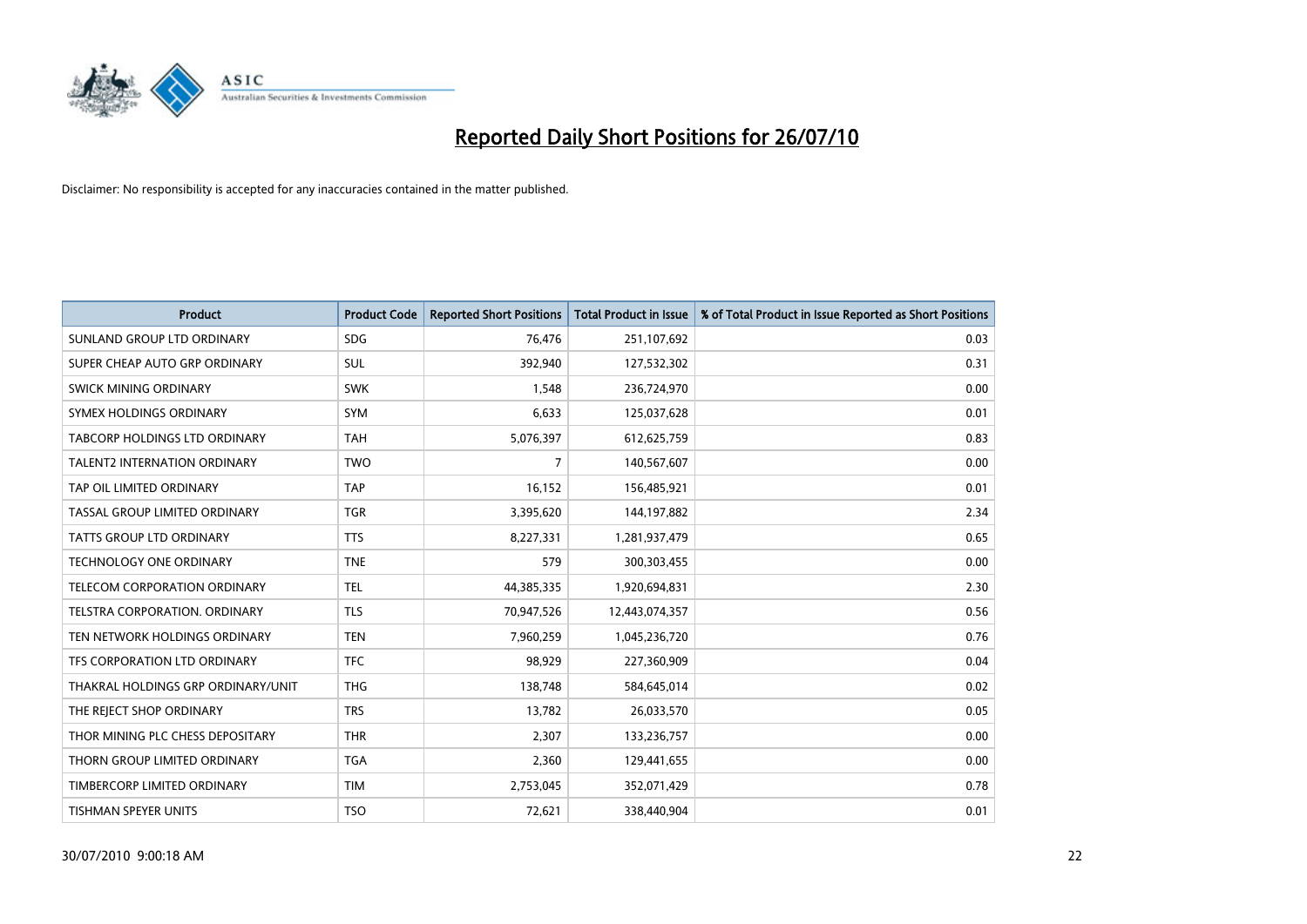# Reported Daily Short Positions for 26/07/10

Disclaimer: No responsibility is accepted for any inaccuracies contained in the matter published.

| Product | Product Code | Reported Short Positions | Total Product in Issue | % of Total Product in Issue Reported as Short Positions |
|---|---|---|---|---|
| SUNLAND GROUP LTD ORDINARY | SDG | 76,476 | 251,107,692 | 0.03 |
| SUPER CHEAP AUTO GRP ORDINARY | SUL | 392,940 | 127,532,302 | 0.31 |
| SWICK MINING ORDINARY | SWK | 1,548 | 236,724,970 | 0.00 |
| SYMEX HOLDINGS ORDINARY | SYM | 6,633 | 125,037,628 | 0.01 |
| TABCORP HOLDINGS LTD ORDINARY | TAH | 5,076,397 | 612,625,759 | 0.83 |
| TALENT2 INTERNATION ORDINARY | TWO | 7 | 140,567,607 | 0.00 |
| TAP OIL LIMITED ORDINARY | TAP | 16,152 | 156,485,921 | 0.01 |
| TASSAL GROUP LIMITED ORDINARY | TGR | 3,395,620 | 144,197,882 | 2.34 |
| TATTS GROUP LTD ORDINARY | TTS | 8,227,331 | 1,281,937,479 | 0.65 |
| TECHNOLOGY ONE ORDINARY | TNE | 579 | 300,303,455 | 0.00 |
| TELECOM CORPORATION ORDINARY | TEL | 44,385,335 | 1,920,694,831 | 2.30 |
| TELSTRA CORPORATION. ORDINARY | TLS | 70,947,526 | 12,443,074,357 | 0.56 |
| TEN NETWORK HOLDINGS ORDINARY | TEN | 7,960,259 | 1,045,236,720 | 0.76 |
| TFS CORPORATION LTD ORDINARY | TFC | 98,929 | 227,360,909 | 0.04 |
| THAKRAL HOLDINGS GRP ORDINARY/UNIT | THG | 138,748 | 584,645,014 | 0.02 |
| THE REJECT SHOP ORDINARY | TRS | 13,782 | 26,033,570 | 0.05 |
| THOR MINING PLC CHESS DEPOSITARY | THR | 2,307 | 133,236,757 | 0.00 |
| THORN GROUP LIMITED ORDINARY | TGA | 2,360 | 129,441,655 | 0.00 |
| TIMBERCORP LIMITED ORDINARY | TIM | 2,753,045 | 352,071,429 | 0.78 |
| TISHMAN SPEYER UNITS | TSO | 72,621 | 338,440,904 | 0.01 |

30/07/2010 9:00:18 AM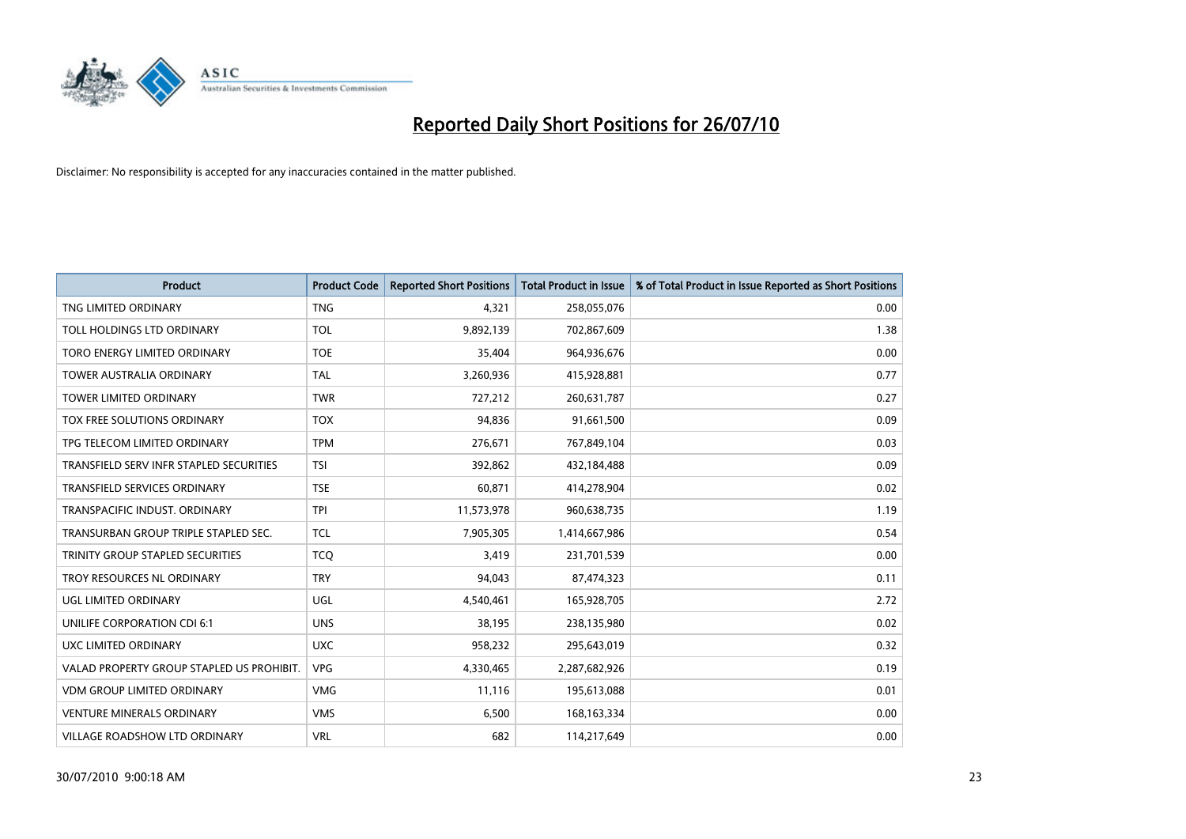# Reported Daily Short Positions for 26/07/10

Disclaimer: No responsibility is accepted for any inaccuracies contained in the matter published.

| Product | Product Code | Reported Short Positions | Total Product in Issue | % of Total Product in Issue Reported as Short Positions |
|---|---|---|---|---|
| TNG LIMITED ORDINARY | TNG | 4,321 | 258,055,076 | 0.00 |
| TOLL HOLDINGS LTD ORDINARY | TOL | 9,892,139 | 702,867,609 | 1.38 |
| TORO ENERGY LIMITED ORDINARY | TOE | 35,404 | 964,936,676 | 0.00 |
| TOWER AUSTRALIA ORDINARY | TAL | 3,260,936 | 415,928,881 | 0.77 |
| TOWER LIMITED ORDINARY | TWR | 727,212 | 260,631,787 | 0.27 |
| TOX FREE SOLUTIONS ORDINARY | TOX | 94,836 | 91,661,500 | 0.09 |
| TPG TELECOM LIMITED ORDINARY | TPM | 276,671 | 767,849,104 | 0.03 |
| TRANSFIELD SERV INFR STAPLED SECURITIES | TSI | 392,862 | 432,184,488 | 0.09 |
| TRANSFIELD SERVICES ORDINARY | TSE | 60,871 | 414,278,904 | 0.02 |
| TRANSPACIFIC INDUST. ORDINARY | TPI | 11,573,978 | 960,638,735 | 1.19 |
| TRANSURBAN GROUP TRIPLE STAPLED SEC. | TCL | 7,905,305 | 1,414,667,986 | 0.54 |
| TRINITY GROUP STAPLED SECURITIES | TCQ | 3,419 | 231,701,539 | 0.00 |
| TROY RESOURCES NL ORDINARY | TRY | 94,043 | 87,474,323 | 0.11 |
| UGL LIMITED ORDINARY | UGL | 4,540,461 | 165,928,705 | 2.72 |
| UNILIFE CORPORATION CDI 6:1 | UNS | 38,195 | 238,135,980 | 0.02 |
| UXC LIMITED ORDINARY | UXC | 958,232 | 295,643,019 | 0.32 |
| VALAD PROPERTY GROUP STAPLED US PROHIBIT. | VPG | 4,330,465 | 2,287,682,926 | 0.19 |
| VDM GROUP LIMITED ORDINARY | VMG | 11,116 | 195,613,088 | 0.01 |
| VENTURE MINERALS ORDINARY | VMS | 6,500 | 168,163,334 | 0.00 |
| VILLAGE ROADSHOW LTD ORDINARY | VRL | 682 | 114,217,649 | 0.00 |

30/07/2010 9:00:18 AM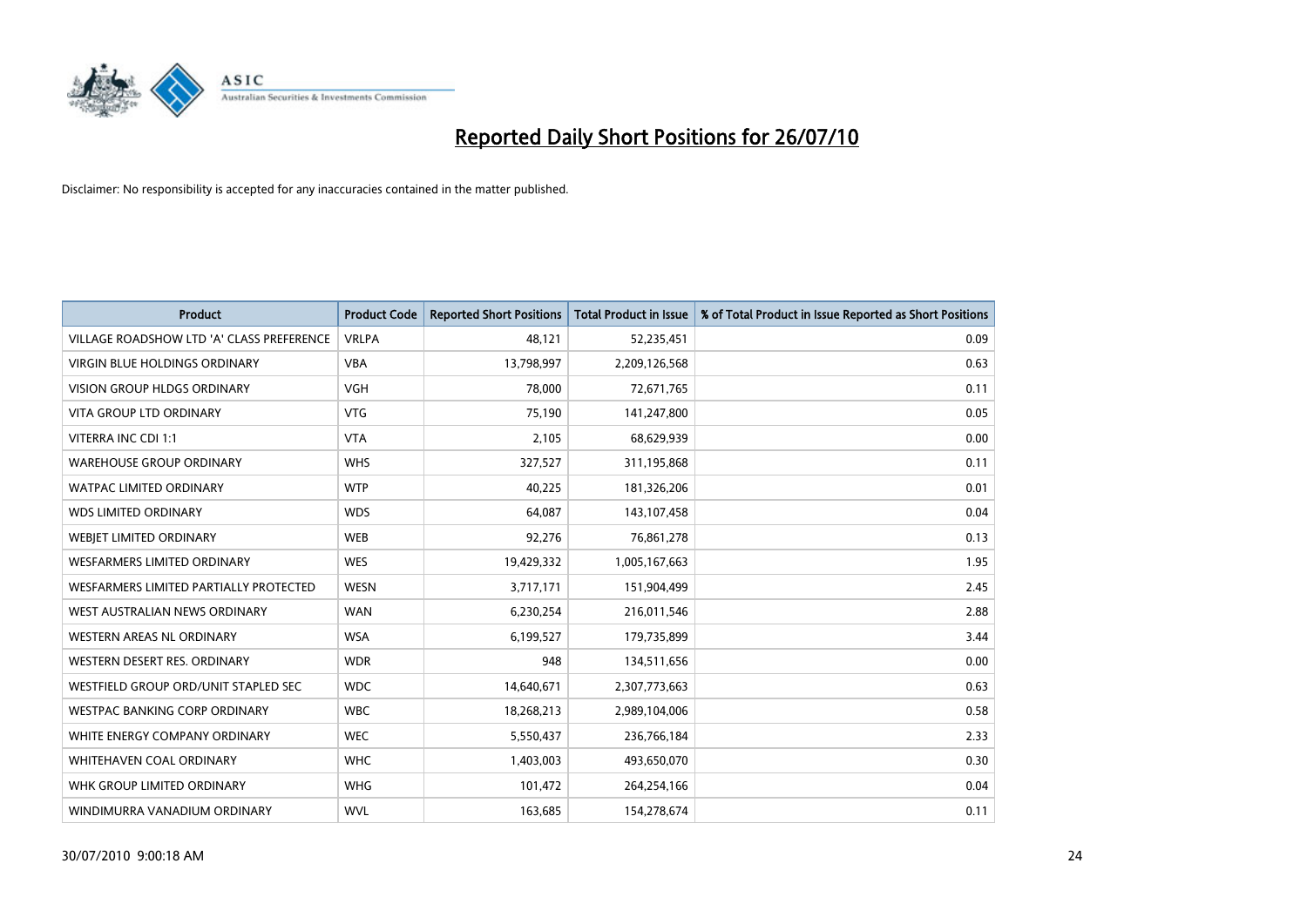# Reported Daily Short Positions for 26/07/10

Disclaimer: No responsibility is accepted for any inaccuracies contained in the matter published.

| Product | Product Code | Reported Short Positions | Total Product in Issue | % of Total Product in Issue Reported as Short Positions |
|---|---|---|---|---|
| VILLAGE ROADSHOW LTD 'A' CLASS PREFERENCE | VRLPA | 48,121 | 52,235,451 | 0.09 |
| VIRGIN BLUE HOLDINGS ORDINARY | VBA | 13,798,997 | 2,209,126,568 | 0.63 |
| VISION GROUP HLDGS ORDINARY | VGH | 78,000 | 72,671,765 | 0.11 |
| VITA GROUP LTD ORDINARY | VTG | 75,190 | 141,247,800 | 0.05 |
| VITERRA INC CDI 1:1 | VTA | 2,105 | 68,629,939 | 0.00 |
| WAREHOUSE GROUP ORDINARY | WHS | 327,527 | 311,195,868 | 0.11 |
| WATPAC LIMITED ORDINARY | WTP | 40,225 | 181,326,206 | 0.01 |
| WDS LIMITED ORDINARY | WDS | 64,087 | 143,107,458 | 0.04 |
| WEBJET LIMITED ORDINARY | WEB | 92,276 | 76,861,278 | 0.13 |
| WESFARMERS LIMITED ORDINARY | WES | 19,429,332 | 1,005,167,663 | 1.95 |
| WESFARMERS LIMITED PARTIALLY PROTECTED | WESN | 3,717,171 | 151,904,499 | 2.45 |
| WEST AUSTRALIAN NEWS ORDINARY | WAN | 6,230,254 | 216,011,546 | 2.88 |
| WESTERN AREAS NL ORDINARY | WSA | 6,199,527 | 179,735,899 | 3.44 |
| WESTERN DESERT RES. ORDINARY | WDR | 948 | 134,511,656 | 0.00 |
| WESTFIELD GROUP ORD/UNIT STAPLED SEC | WDC | 14,640,671 | 2,307,773,663 | 0.63 |
| WESTPAC BANKING CORP ORDINARY | WBC | 18,268,213 | 2,989,104,006 | 0.58 |
| WHITE ENERGY COMPANY ORDINARY | WEC | 5,550,437 | 236,766,184 | 2.33 |
| WHITEHAVEN COAL ORDINARY | WHC | 1,403,003 | 493,650,070 | 0.30 |
| WHK GROUP LIMITED ORDINARY | WHG | 101,472 | 264,254,166 | 0.04 |
| WINDIMURRA VANADIUM ORDINARY | WVL | 163,685 | 154,278,674 | 0.11 |

30/07/2010 9:00:18 AM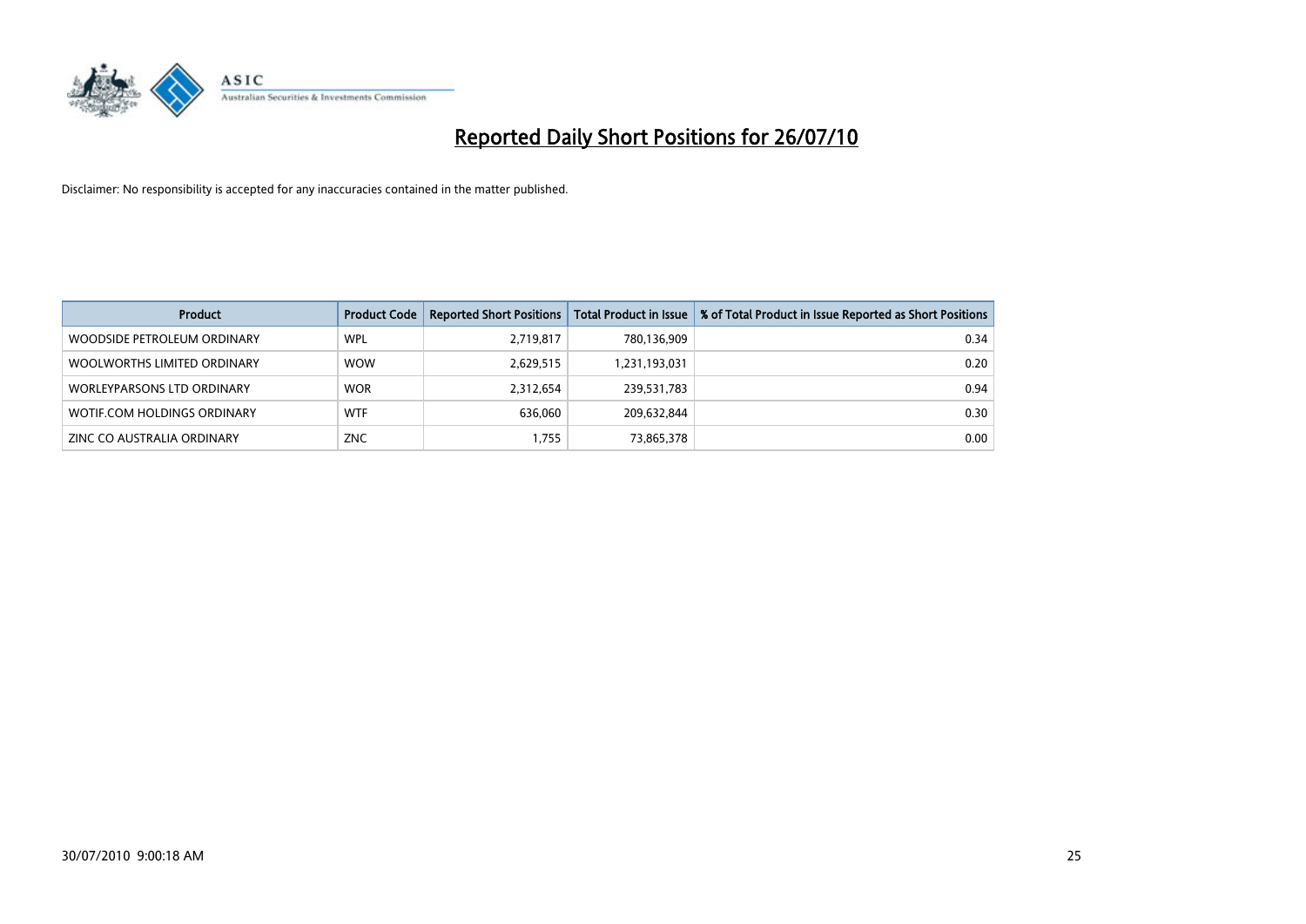# Reported Daily Short Positions for 26/07/10

Disclaimer: No responsibility is accepted for any inaccuracies contained in the matter published.

| Product | Product Code | Reported Short Positions | Total Product in Issue | % of Total Product in Issue Reported as Short Positions |
|---|---|---|---|---|
| WOODSIDE PETROLEUM ORDINARY | WPL | 2,719,817 | 780,136,909 | 0.34 |
| WOOLWORTHS LIMITED ORDINARY | WOW | 2,629,515 | 1,231,193,031 | 0.20 |
| WORLEYPARSONS LTD ORDINARY | WOR | 2,312,654 | 239,531,783 | 0.94 |
| WOTIF.COM HOLDINGS ORDINARY | WTF | 636,060 | 209,632,844 | 0.30 |
| ZINC CO AUSTRALIA ORDINARY | ZNC | 1,755 | 73,865,378 | 0.00 |